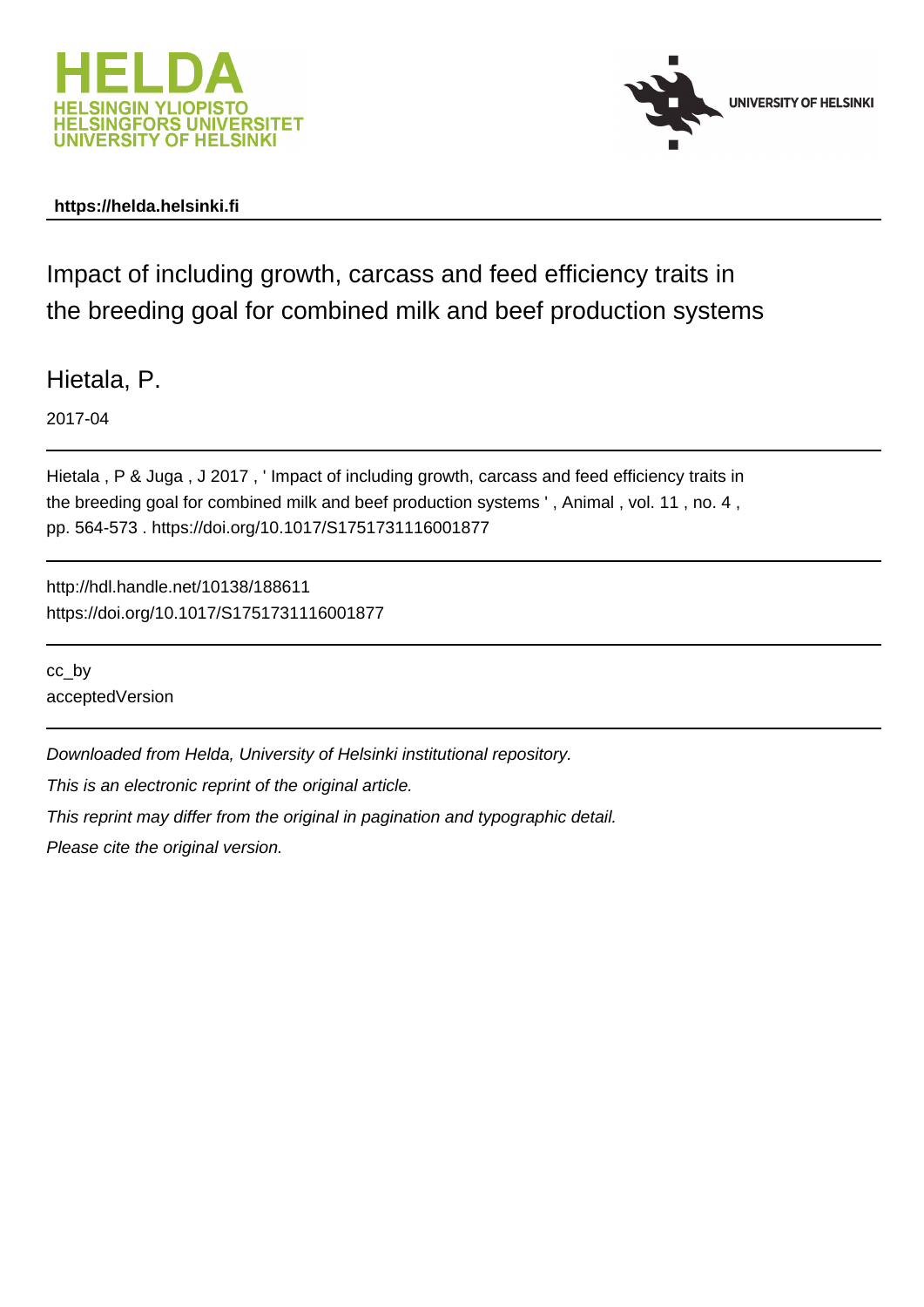**https://helda.helsinki.fi**

# Impact of including growth, carcass and feed efficiency traits in the breeding goal for combined milk and beef production systems

Hietala, P.

2017-04

Hietala , P & Juga , J 2017 , ' Impact of including growth, carcass and feed efficiency traits in the breeding goal for combined milk and beef production systems ' , Animal , vol. 11 , no. 4 , pp. 564-573 . https://doi.org/10.1017/S1751731116001877

http://hdl.handle.net/10138/188611
https://doi.org/10.1017/S1751731116001877

cc_by
acceptedVersion

*Downloaded from Helda, University of Helsinki institutional repository.*

*This is an electronic reprint of the original article.*

*This reprint may differ from the original in pagination and typographic detail.*

*Please cite the original version.*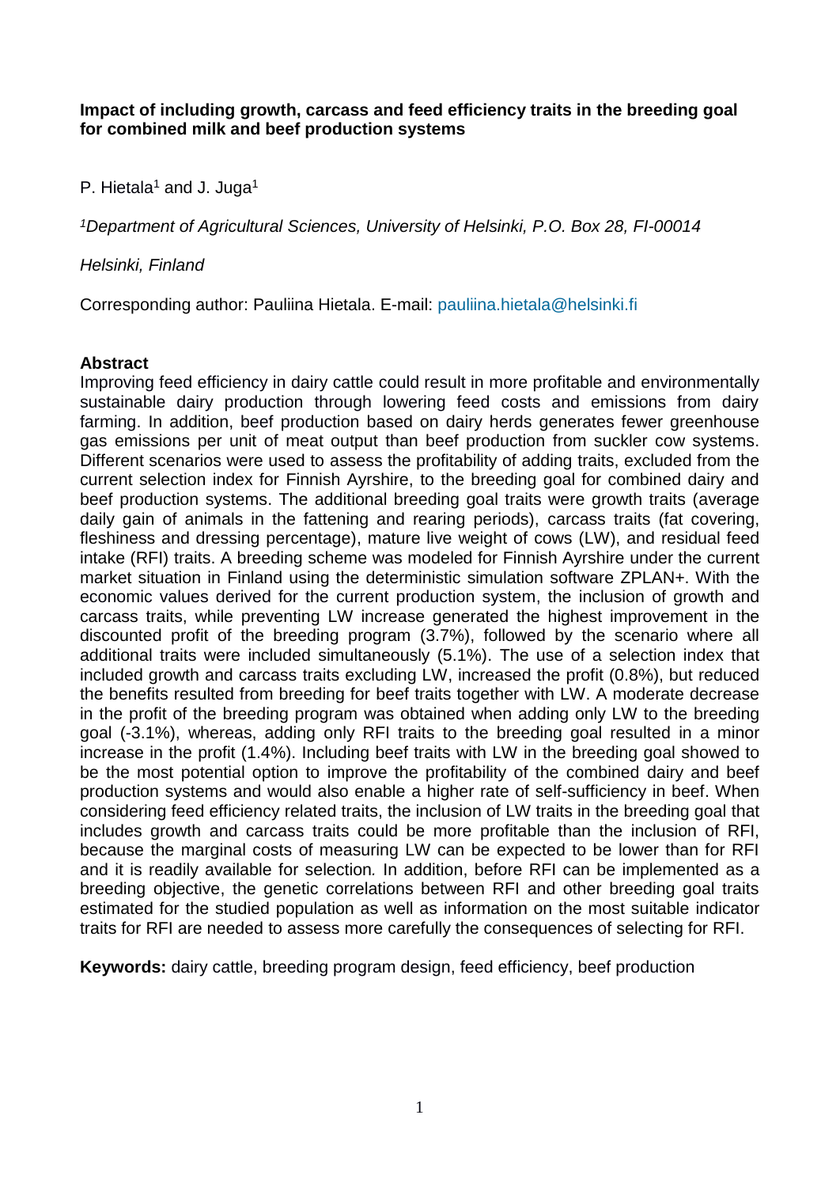**Impact of including growth, carcass and feed efficiency traits in the breeding goal for combined milk and beef production systems**

P. Hietala[1] and J. Juga[1]

*[1]Department of Agricultural Sciences, University of Helsinki, P.O. Box 28, FI-00014*

*Helsinki, Finland*

Corresponding author: Pauliina Hietala. E-mail: pauliina.hietala@helsinki.fi

**Abstract**

Improving feed efficiency in dairy cattle could result in more profitable and environmentally sustainable dairy production through lowering feed costs and emissions from dairy farming. In addition, beef production based on dairy herds generates fewer greenhouse gas emissions per unit of meat output than beef production from suckler cow systems. Different scenarios were used to assess the profitability of adding traits, excluded from the current selection index for Finnish Ayrshire, to the breeding goal for combined dairy and beef production systems. The additional breeding goal traits were growth traits (average daily gain of animals in the fattening and rearing periods), carcass traits (fat covering, fleshiness and dressing percentage), mature live weight of cows (LW), and residual feed intake (RFI) traits. A breeding scheme was modeled for Finnish Ayrshire under the current market situation in Finland using the deterministic simulation software ZPLAN+. With the economic values derived for the current production system, the inclusion of growth and carcass traits, while preventing LW increase generated the highest improvement in the discounted profit of the breeding program (3.7%), followed by the scenario where all additional traits were included simultaneously (5.1%). The use of a selection index that included growth and carcass traits excluding LW, increased the profit (0.8%), but reduced the benefits resulted from breeding for beef traits together with LW. A moderate decrease in the profit of the breeding program was obtained when adding only LW to the breeding goal (-3.1%), whereas, adding only RFI traits to the breeding goal resulted in a minor increase in the profit (1.4%). Including beef traits with LW in the breeding goal showed to be the most potential option to improve the profitability of the combined dairy and beef production systems and would also enable a higher rate of self-sufficiency in beef. When considering feed efficiency related traits, the inclusion of LW traits in the breeding goal that includes growth and carcass traits could be more profitable than the inclusion of RFI, because the marginal costs of measuring LW can be expected to be lower than for RFI and it is readily available for selection*.* In addition, before RFI can be implemented as a breeding objective, the genetic correlations between RFI and other breeding goal traits estimated for the studied population as well as information on the most suitable indicator traits for RFI are needed to assess more carefully the consequences of selecting for RFI.

**Keywords:** dairy cattle, breeding program design, feed efficiency, beef production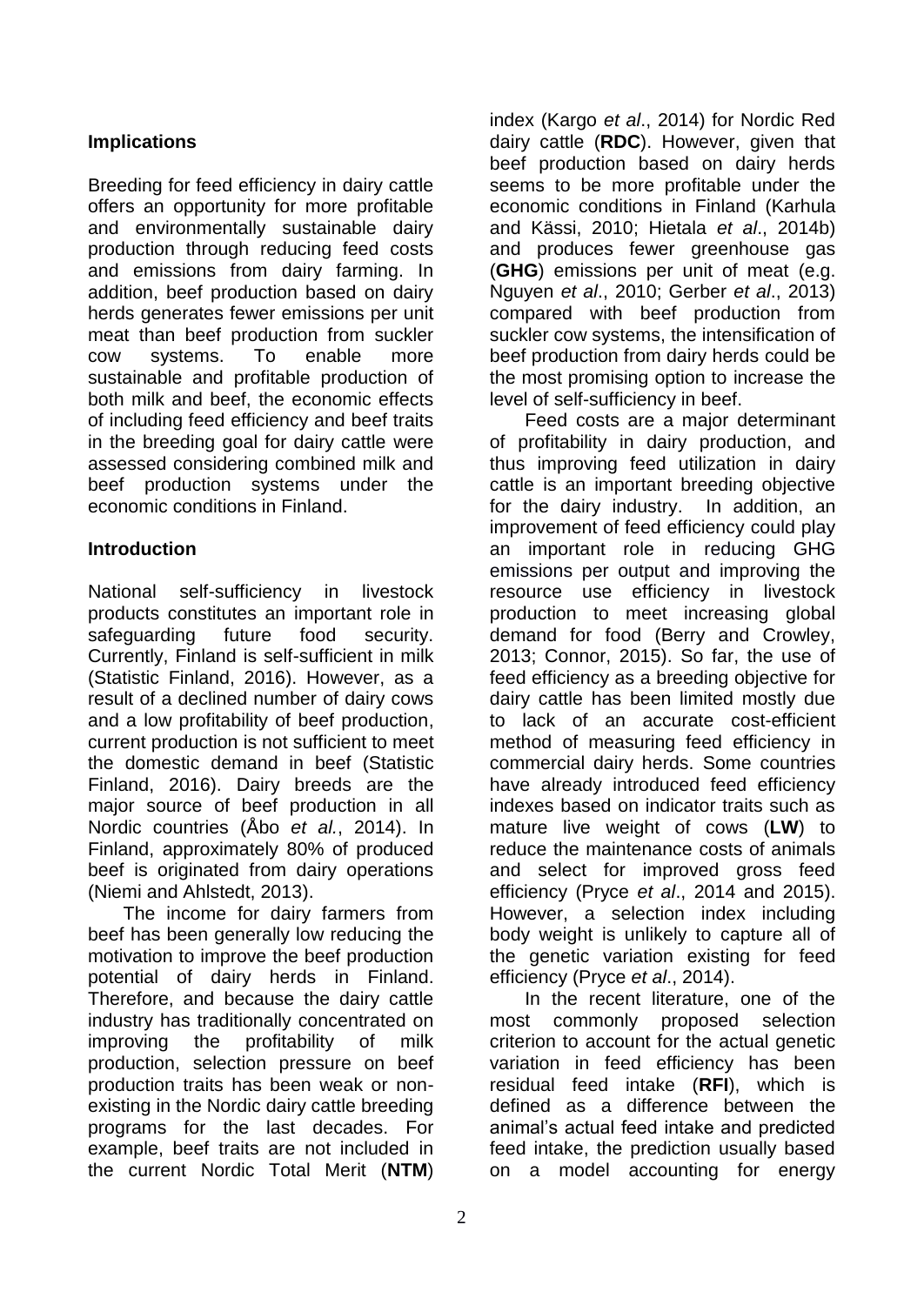## Implications

Breeding for feed efficiency in dairy cattle offers an opportunity for more profitable and environmentally sustainable dairy production through reducing feed costs and emissions from dairy farming. In addition, beef production based on dairy herds generates fewer emissions per unit meat than beef production from suckler cow systems. To enable more sustainable and profitable production of both milk and beef, the economic effects of including feed efficiency and beef traits in the breeding goal for dairy cattle were assessed considering combined milk and beef production systems under the economic conditions in Finland.

## Introduction

National self-sufficiency in livestock products constitutes an important role in safeguarding future food security. Currently, Finland is self-sufficient in milk (Statistic Finland, 2016). However, as a result of a declined number of dairy cows and a low profitability of beef production, current production is not sufficient to meet the domestic demand in beef (Statistic Finland, 2016). Dairy breeds are the major source of beef production in all Nordic countries (Åbo *et al.*, 2014). In Finland, approximately 80% of produced beef is originated from dairy operations (Niemi and Ahlstedt, 2013).

The income for dairy farmers from beef has been generally low reducing the motivation to improve the beef production potential of dairy herds in Finland. Therefore, and because the dairy cattle industry has traditionally concentrated on improving the profitability of milk production, selection pressure on beef production traits has been weak or non-existing in the Nordic dairy cattle breeding programs for the last decades. For example, beef traits are not included in the current Nordic Total Merit (**NTM**) index (Kargo *et al*., 2014) for Nordic Red dairy cattle (**RDC**). However, given that beef production based on dairy herds seems to be more profitable under the economic conditions in Finland (Karhula and Kässi, 2010; Hietala *et al*., 2014b) and produces fewer greenhouse gas (**GHG**) emissions per unit of meat (e.g. Nguyen *et al*., 2010; Gerber *et al*., 2013) compared with beef production from suckler cow systems, the intensification of beef production from dairy herds could be the most promising option to increase the level of self-sufficiency in beef.

Feed costs are a major determinant of profitability in dairy production, and thus improving feed utilization in dairy cattle is an important breeding objective for the dairy industry. In addition, an improvement of feed efficiency could play an important role in reducing GHG emissions per output and improving the resource use efficiency in livestock production to meet increasing global demand for food (Berry and Crowley, 2013; Connor, 2015). So far, the use of feed efficiency as a breeding objective for dairy cattle has been limited mostly due to lack of an accurate cost-efficient method of measuring feed efficiency in commercial dairy herds. Some countries have already introduced feed efficiency indexes based on indicator traits such as mature live weight of cows (**LW**) to reduce the maintenance costs of animals and select for improved gross feed efficiency (Pryce *et al*., 2014 and 2015). However, a selection index including body weight is unlikely to capture all of the genetic variation existing for feed efficiency (Pryce *et al*., 2014).

In the recent literature, one of the most commonly proposed selection criterion to account for the actual genetic variation in feed efficiency has been residual feed intake (**RFI**), which is defined as a difference between the animal's actual feed intake and predicted feed intake, the prediction usually based on a model accounting for energy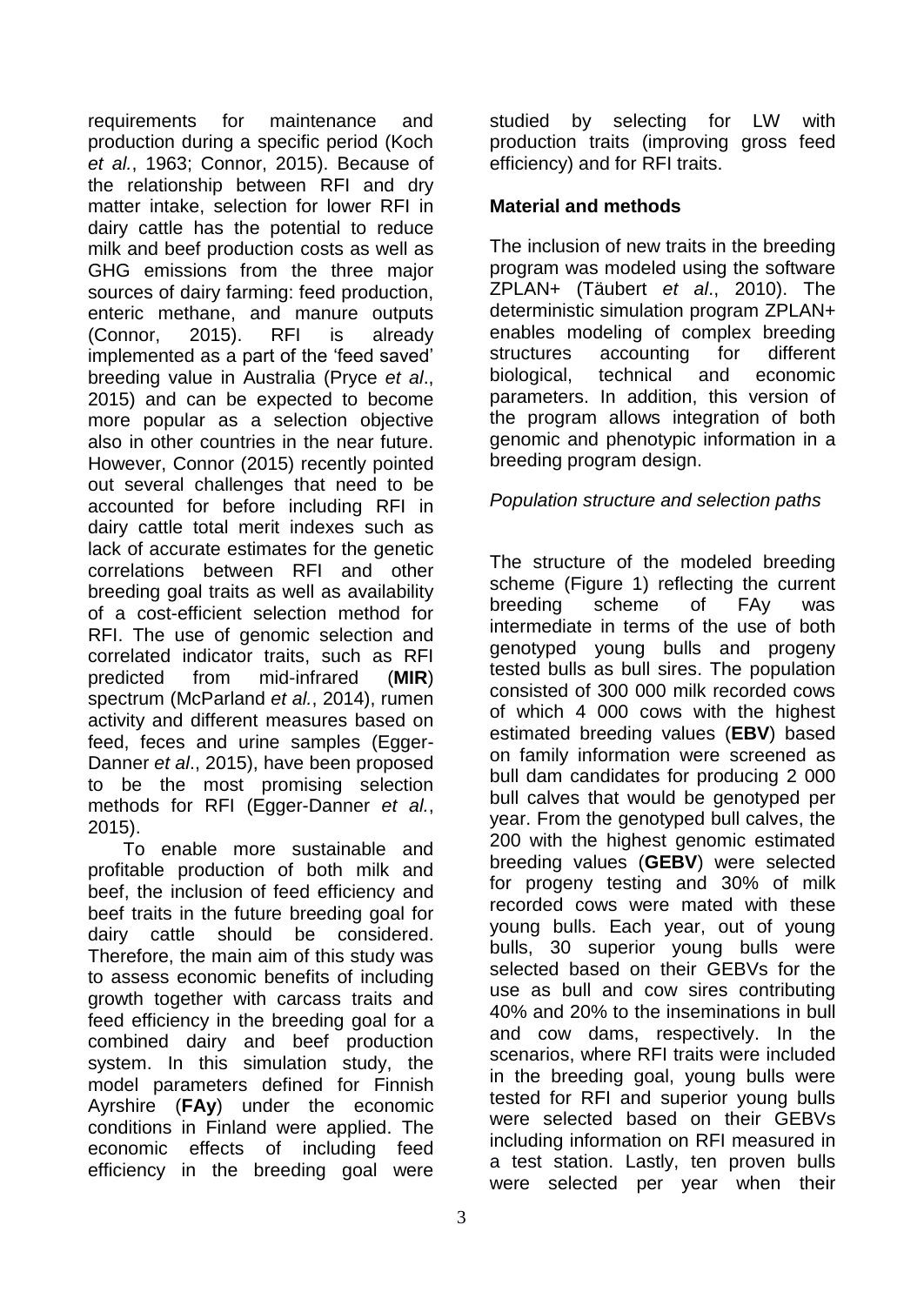requirements for maintenance and production during a specific period (Koch *et al.*, 1963; Connor, 2015). Because of the relationship between RFI and dry matter intake, selection for lower RFI in dairy cattle has the potential to reduce milk and beef production costs as well as GHG emissions from the three major sources of dairy farming: feed production, enteric methane, and manure outputs (Connor, 2015). RFI is already implemented as a part of the 'feed saved' breeding value in Australia (Pryce *et al*., 2015) and can be expected to become more popular as a selection objective also in other countries in the near future. However, Connor (2015) recently pointed out several challenges that need to be accounted for before including RFI in dairy cattle total merit indexes such as lack of accurate estimates for the genetic correlations between RFI and other breeding goal traits as well as availability of a cost-efficient selection method for RFI. The use of genomic selection and correlated indicator traits, such as RFI predicted from mid-infrared (**MIR**) spectrum (McParland *et al*., 2014), rumen activity and different measures based on feed, feces and urine samples (Egger-Danner *et al*., 2015), have been proposed to be the most promising selection methods for RFI (Egger-Danner *et al.*, 2015).

To enable more sustainable and profitable production of both milk and beef, the inclusion of feed efficiency and beef traits in the future breeding goal for dairy cattle should be considered. Therefore, the main aim of this study was to assess economic benefits of including growth together with carcass traits and feed efficiency in the breeding goal for a combined dairy and beef production system. In this simulation study, the model parameters defined for Finnish Ayrshire (**FAy**) under the economic conditions in Finland were applied. The economic effects of including feed efficiency in the breeding goal were studied by selecting for LW with production traits (improving gross feed efficiency) and for RFI traits.

## Material and methods

The inclusion of new traits in the breeding program was modeled using the software ZPLAN+ (Täubert *et al*., 2010). The deterministic simulation program ZPLAN+ enables modeling of complex breeding structures accounting for different biological, technical and economic parameters. In addition, this version of the program allows integration of both genomic and phenotypic information in a breeding program design.

### *Population structure and selection paths*

The structure of the modeled breeding scheme (Figure 1) reflecting the current breeding scheme of FAy was intermediate in terms of the use of both genotyped young bulls and progeny tested bulls as bull sires. The population consisted of 300 000 milk recorded cows of which 4 000 cows with the highest estimated breeding values (**EBV**) based on family information were screened as bull dam candidates for producing 2 000 bull calves that would be genotyped per year. From the genotyped bull calves, the 200 with the highest genomic estimated breeding values (**GEBV**) were selected for progeny testing and 30% of milk recorded cows were mated with these young bulls. Each year, out of young bulls, 30 superior young bulls were selected based on their GEBVs for the use as bull and cow sires contributing 40% and 20% to the inseminations in bull and cow dams, respectively. In the scenarios, where RFI traits were included in the breeding goal, young bulls were tested for RFI and superior young bulls were selected based on their GEBVs including information on RFI measured in a test station. Lastly, ten proven bulls were selected per year when their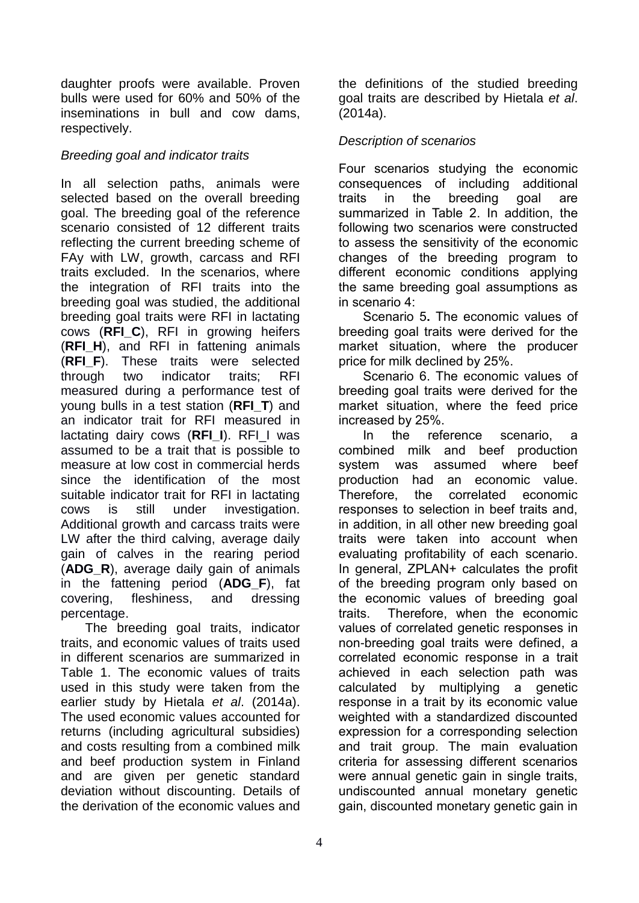daughter proofs were available. Proven bulls were used for 60% and 50% of the inseminations in bull and cow dams, respectively.

*Breeding goal and indicator traits*

In all selection paths, animals were selected based on the overall breeding goal. The breeding goal of the reference scenario consisted of 12 different traits reflecting the current breeding scheme of FAy with LW, growth, carcass and RFI traits excluded. In the scenarios, where the integration of RFI traits into the breeding goal was studied, the additional breeding goal traits were RFI in lactating cows (**RFI_C**), RFI in growing heifers (**RFI_H**), and RFI in fattening animals (**RFI_F**). These traits were selected through two indicator traits; RFI measured during a performance test of young bulls in a test station (**RFI_T**) and an indicator trait for RFI measured in lactating dairy cows (**RFI_I**). RFI_I was assumed to be a trait that is possible to measure at low cost in commercial herds since the identification of the most suitable indicator trait for RFI in lactating cows is still under investigation. Additional growth and carcass traits were LW after the third calving, average daily gain of calves in the rearing period (**ADG_R**), average daily gain of animals in the fattening period (**ADG_F**), fat covering, fleshiness, and dressing percentage.

The breeding goal traits, indicator traits, and economic values of traits used in different scenarios are summarized in Table 1. The economic values of traits used in this study were taken from the earlier study by Hietala *et al*. (2014a). The used economic values accounted for returns (including agricultural subsidies) and costs resulting from a combined milk and beef production system in Finland and are given per genetic standard deviation without discounting. Details of the derivation of the economic values and the definitions of the studied breeding goal traits are described by Hietala *et al*. (2014a).

*Description of scenarios*

Four scenarios studying the economic consequences of including additional traits in the breeding goal are summarized in Table 2. In addition, the following two scenarios were constructed to assess the sensitivity of the economic changes of the breeding program to different economic conditions applying the same breeding goal assumptions as in scenario 4:

Scenario 5**.** The economic values of breeding goal traits were derived for the market situation, where the producer price for milk declined by 25%.

Scenario 6. The economic values of breeding goal traits were derived for the market situation, where the feed price increased by 25%.

In the reference scenario, a combined milk and beef production system was assumed where beef production had an economic value. Therefore, the correlated economic responses to selection in beef traits and, in addition, in all other new breeding goal traits were taken into account when evaluating profitability of each scenario. In general, ZPLAN+ calculates the profit of the breeding program only based on the economic values of breeding goal traits. Therefore, when the economic values of correlated genetic responses in non-breeding goal traits were defined, a correlated economic response in a trait achieved in each selection path was calculated by multiplying a genetic response in a trait by its economic value weighted with a standardized discounted expression for a corresponding selection and trait group. The main evaluation criteria for assessing different scenarios were annual genetic gain in single traits, undiscounted annual monetary genetic gain, discounted monetary genetic gain in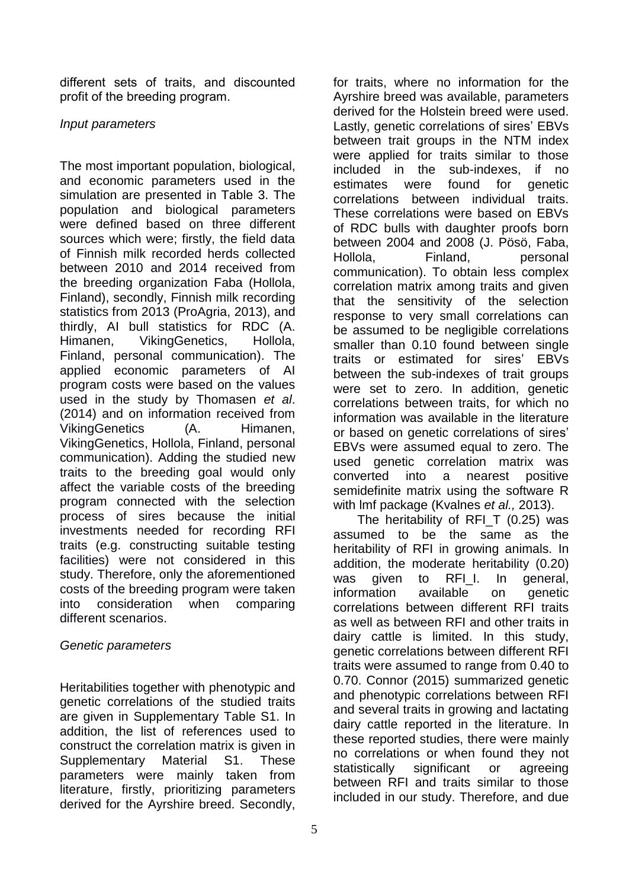different sets of traits, and discounted profit of the breeding program.

*Input parameters*

The most important population, biological, and economic parameters used in the simulation are presented in Table 3. The population and biological parameters were defined based on three different sources which were; firstly, the field data of Finnish milk recorded herds collected between 2010 and 2014 received from the breeding organization Faba (Hollola, Finland), secondly, Finnish milk recording statistics from 2013 (ProAgria, 2013), and thirdly, AI bull statistics for RDC (A. Himanen, VikingGenetics, Hollola, Finland, personal communication). The applied economic parameters of AI program costs were based on the values used in the study by Thomasen *et al*. (2014) and on information received from VikingGenetics (A. Himanen, VikingGenetics, Hollola, Finland, personal communication). Adding the studied new traits to the breeding goal would only affect the variable costs of the breeding program connected with the selection process of sires because the initial investments needed for recording RFI traits (e.g. constructing suitable testing facilities) were not considered in this study. Therefore, only the aforementioned costs of the breeding program were taken into consideration when comparing different scenarios.

*Genetic parameters*

Heritabilities together with phenotypic and genetic correlations of the studied traits are given in Supplementary Table S1. In addition, the list of references used to construct the correlation matrix is given in Supplementary Material S1. These parameters were mainly taken from literature, firstly, prioritizing parameters derived for the Ayrshire breed. Secondly, for traits, where no information for the Ayrshire breed was available, parameters derived for the Holstein breed were used. Lastly, genetic correlations of sires' EBVs between trait groups in the NTM index were applied for traits similar to those included in the sub-indexes, if no estimates were found for genetic correlations between individual traits. These correlations were based on EBVs of RDC bulls with daughter proofs born between 2004 and 2008 (J. Pösö, Faba, Hollola, Finland, personal communication). To obtain less complex correlation matrix among traits and given that the sensitivity of the selection response to very small correlations can be assumed to be negligible correlations smaller than 0.10 found between single traits or estimated for sires' EBVs between the sub-indexes of trait groups were set to zero. In addition, genetic correlations between traits, for which no information was available in the literature or based on genetic correlations of sires' EBVs were assumed equal to zero. The used genetic correlation matrix was converted into a nearest positive semidefinite matrix using the software R with lmf package (Kvalnes *et al.,* 2013).

The heritability of RFI_T (0.25) was assumed to be the same as the heritability of RFI in growing animals. In addition, the moderate heritability (0.20) was given to RFI_I. In general, information available on genetic correlations between different RFI traits as well as between RFI and other traits in dairy cattle is limited. In this study, genetic correlations between different RFI traits were assumed to range from 0.40 to 0.70. Connor (2015) summarized genetic and phenotypic correlations between RFI and several traits in growing and lactating dairy cattle reported in the literature. In these reported studies, there were mainly no correlations or when found they not statistically significant or agreeing between RFI and traits similar to those included in our study. Therefore, and due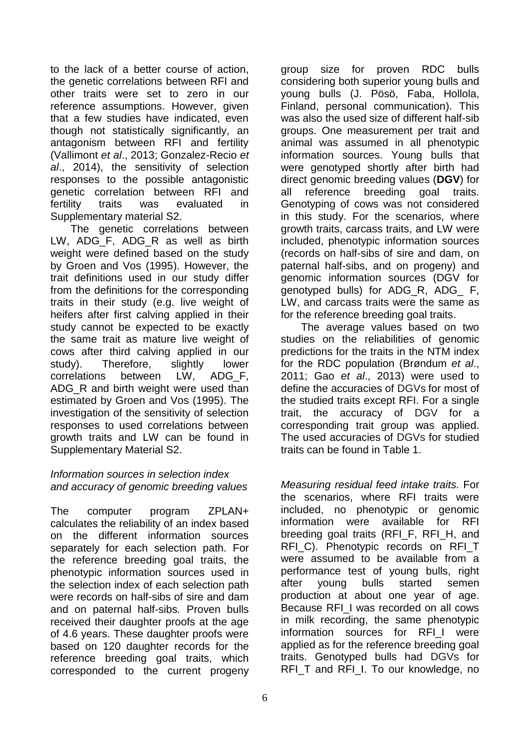to the lack of a better course of action, the genetic correlations between RFI and other traits were set to zero in our reference assumptions. However, given that a few studies have indicated, even though not statistically significantly, an antagonism between RFI and fertility (Vallimont *et al*., 2013; Gonzalez-Recio *et al*., 2014), the sensitivity of selection responses to the possible antagonistic genetic correlation between RFI and fertility traits was evaluated in Supplementary material S2.

The genetic correlations between LW, ADG_F, ADG_R as well as birth weight were defined based on the study by Groen and Vos (1995). However, the trait definitions used in our study differ from the definitions for the corresponding traits in their study (e.g. live weight of heifers after first calving applied in their study cannot be expected to be exactly the same trait as mature live weight of cows after third calving applied in our study). Therefore, slightly lower correlations between LW, ADG_F, ADG_R and birth weight were used than estimated by Groen and Vos (1995). The investigation of the sensitivity of selection responses to used correlations between growth traits and LW can be found in Supplementary Material S2.

*Information sources in selection index and accuracy of genomic breeding values*

The computer program ZPLAN+ calculates the reliability of an index based on the different information sources separately for each selection path. For the reference breeding goal traits, the phenotypic information sources used in the selection index of each selection path were records on half-sibs of sire and dam and on paternal half-sibs*.* Proven bulls received their daughter proofs at the age of 4.6 years. These daughter proofs were based on 120 daughter records for the reference breeding goal traits, which corresponded to the current progeny group size for proven RDC bulls considering both superior young bulls and young bulls (J. Pösö, Faba, Hollola, Finland, personal communication). This was also the used size of different half-sib groups. One measurement per trait and animal was assumed in all phenotypic information sources. Young bulls that were genotyped shortly after birth had direct genomic breeding values (**DGV**) for all reference breeding goal traits. Genotyping of cows was not considered in this study. For the scenarios, where growth traits, carcass traits, and LW were included, phenotypic information sources (records on half-sibs of sire and dam, on paternal half-sibs, and on progeny) and genomic information sources (DGV for genotyped bulls) for ADG_R, ADG_ F, LW, and carcass traits were the same as for the reference breeding goal traits.

The average values based on two studies on the reliabilities of genomic predictions for the traits in the NTM index for the RDC population (Brøndum *et al*., 2011; Gao *et al*., 2013) were used to define the accuracies of DGVs for most of the studied traits except RFI. For a single trait, the accuracy of DGV for a corresponding trait group was applied. The used accuracies of DGVs for studied traits can be found in Table 1.

*Measuring residual feed intake traits.* For the scenarios, where RFI traits were included, no phenotypic or genomic information were available for RFI breeding goal traits (RFI_F, RFI_H, and RFI_C). Phenotypic records on RFI_T were assumed to be available from a performance test of young bulls, right after young bulls started semen production at about one year of age. Because RFI_I was recorded on all cows in milk recording, the same phenotypic information sources for RFI_I were applied as for the reference breeding goal traits. Genotyped bulls had DGVs for RFI_T and RFI_I. To our knowledge, no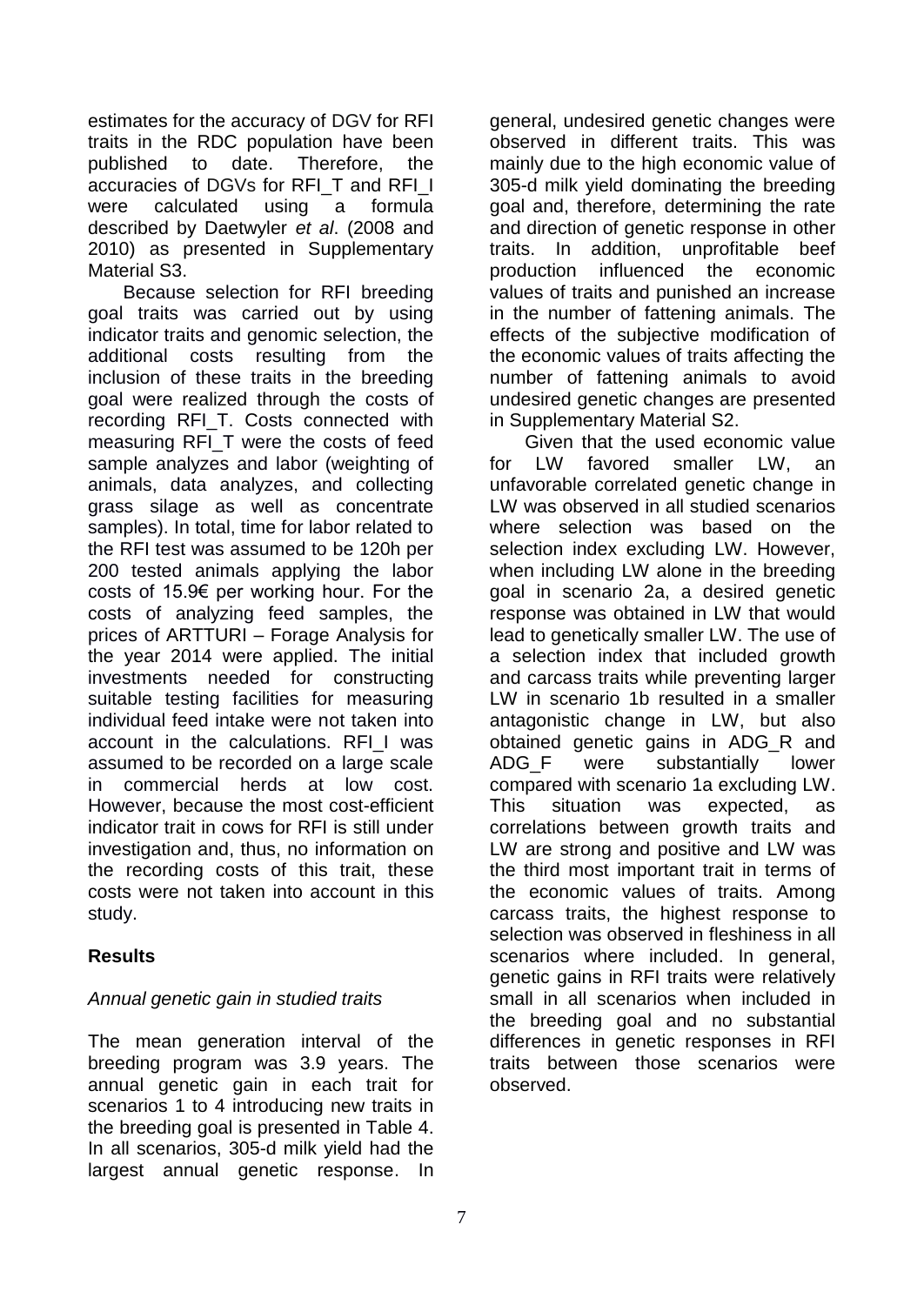estimates for the accuracy of DGV for RFI traits in the RDC population have been published to date. Therefore, the accuracies of DGVs for RFI_T and RFI_I were calculated using a formula described by Daetwyler *et al*. (2008 and 2010) as presented in Supplementary Material S3.

Because selection for RFI breeding goal traits was carried out by using indicator traits and genomic selection, the additional costs resulting from the inclusion of these traits in the breeding goal were realized through the costs of recording RFI_T. Costs connected with measuring RFI_T were the costs of feed sample analyzes and labor (weighting of animals, data analyzes, and collecting grass silage as well as concentrate samples). In total, time for labor related to the RFI test was assumed to be 120h per 200 tested animals applying the labor costs of 15.9€ per working hour. For the costs of analyzing feed samples, the prices of ARTTURI – Forage Analysis for the year 2014 were applied. The initial investments needed for constructing suitable testing facilities for measuring individual feed intake were not taken into account in the calculations. RFI_I was assumed to be recorded on a large scale in commercial herds at low cost. However, because the most cost-efficient indicator trait in cows for RFI is still under investigation and, thus, no information on the recording costs of this trait, these costs were not taken into account in this study.

## Results

### *Annual genetic gain in studied traits*

The mean generation interval of the breeding program was 3.9 years. The annual genetic gain in each trait for scenarios 1 to 4 introducing new traits in the breeding goal is presented in Table 4. In all scenarios, 305-d milk yield had the largest annual genetic response. In general, undesired genetic changes were observed in different traits. This was mainly due to the high economic value of 305-d milk yield dominating the breeding goal and, therefore, determining the rate and direction of genetic response in other traits. In addition, unprofitable beef production influenced the economic values of traits and punished an increase in the number of fattening animals. The effects of the subjective modification of the economic values of traits affecting the number of fattening animals to avoid undesired genetic changes are presented in Supplementary Material S2.

Given that the used economic value for LW favored smaller LW, an unfavorable correlated genetic change in LW was observed in all studied scenarios where selection was based on the selection index excluding LW. However, when including LW alone in the breeding goal in scenario 2a, a desired genetic response was obtained in LW that would lead to genetically smaller LW. The use of a selection index that included growth and carcass traits while preventing larger LW in scenario 1b resulted in a smaller antagonistic change in LW, but also obtained genetic gains in ADG_R and ADG_F were substantially lower compared with scenario 1a excluding LW. This situation was expected, as correlations between growth traits and LW are strong and positive and LW was the third most important trait in terms of the economic values of traits. Among carcass traits, the highest response to selection was observed in fleshiness in all scenarios where included. In general, genetic gains in RFI traits were relatively small in all scenarios when included in the breeding goal and no substantial differences in genetic responses in RFI traits between those scenarios were observed.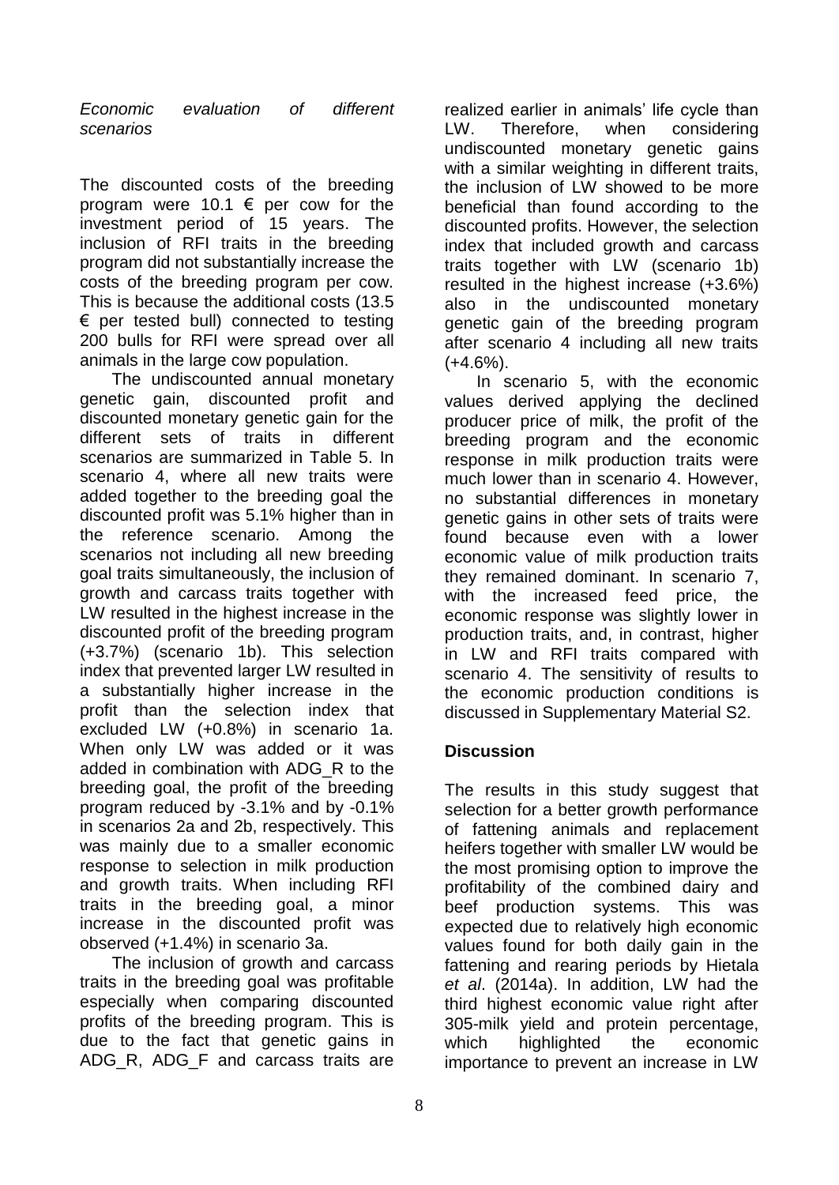*Economic evaluation of different scenarios*

The discounted costs of the breeding program were 10.1 € per cow for the investment period of 15 years. The inclusion of RFI traits in the breeding program did not substantially increase the costs of the breeding program per cow. This is because the additional costs (13.5 € per tested bull) connected to testing 200 bulls for RFI were spread over all animals in the large cow population.

The undiscounted annual monetary genetic gain, discounted profit and discounted monetary genetic gain for the different sets of traits in different scenarios are summarized in Table 5. In scenario 4, where all new traits were added together to the breeding goal the discounted profit was 5.1% higher than in the reference scenario. Among the scenarios not including all new breeding goal traits simultaneously, the inclusion of growth and carcass traits together with LW resulted in the highest increase in the discounted profit of the breeding program (+3.7%) (scenario 1b). This selection index that prevented larger LW resulted in a substantially higher increase in the profit than the selection index that excluded LW (+0.8%) in scenario 1a. When only LW was added or it was added in combination with ADG_R to the breeding goal, the profit of the breeding program reduced by -3.1% and by -0.1% in scenarios 2a and 2b, respectively. This was mainly due to a smaller economic response to selection in milk production and growth traits. When including RFI traits in the breeding goal, a minor increase in the discounted profit was observed (+1.4%) in scenario 3a.

The inclusion of growth and carcass traits in the breeding goal was profitable especially when comparing discounted profits of the breeding program. This is due to the fact that genetic gains in ADG_R, ADG_F and carcass traits are realized earlier in animals' life cycle than LW. Therefore, when considering undiscounted monetary genetic gains with a similar weighting in different traits, the inclusion of LW showed to be more beneficial than found according to the discounted profits. However, the selection index that included growth and carcass traits together with LW (scenario 1b) resulted in the highest increase (+3.6%) also in the undiscounted monetary genetic gain of the breeding program after scenario 4 including all new traits (+4.6%).

In scenario 5, with the economic values derived applying the declined producer price of milk, the profit of the breeding program and the economic response in milk production traits were much lower than in scenario 4. However, no substantial differences in monetary genetic gains in other sets of traits were found because even with a lower economic value of milk production traits they remained dominant. In scenario 7, with the increased feed price, the economic response was slightly lower in production traits, and, in contrast, higher in LW and RFI traits compared with scenario 4. The sensitivity of results to the economic production conditions is discussed in Supplementary Material S2.

## Discussion

The results in this study suggest that selection for a better growth performance of fattening animals and replacement heifers together with smaller LW would be the most promising option to improve the profitability of the combined dairy and beef production systems. This was expected due to relatively high economic values found for both daily gain in the fattening and rearing periods by Hietala *et al*. (2014a). In addition, LW had the third highest economic value right after 305-milk yield and protein percentage, which highlighted the economic importance to prevent an increase in LW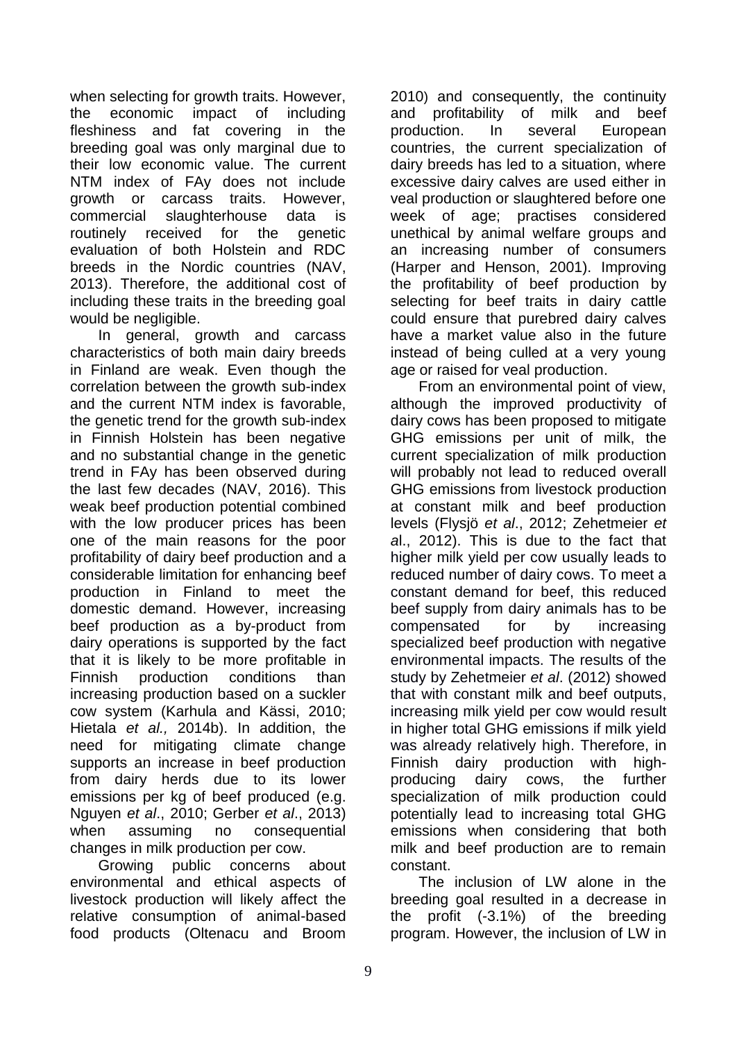when selecting for growth traits. However, the economic impact of including fleshiness and fat covering in the breeding goal was only marginal due to their low economic value. The current NTM index of FAy does not include growth or carcass traits. However, commercial slaughterhouse data is routinely received for the genetic evaluation of both Holstein and RDC breeds in the Nordic countries (NAV, 2013). Therefore, the additional cost of including these traits in the breeding goal would be negligible.

In general, growth and carcass characteristics of both main dairy breeds in Finland are weak. Even though the correlation between the growth sub-index and the current NTM index is favorable, the genetic trend for the growth sub-index in Finnish Holstein has been negative and no substantial change in the genetic trend in FAy has been observed during the last few decades (NAV, 2016). This weak beef production potential combined with the low producer prices has been one of the main reasons for the poor profitability of dairy beef production and a considerable limitation for enhancing beef production in Finland to meet the domestic demand. However, increasing beef production as a by-product from dairy operations is supported by the fact that it is likely to be more profitable in Finnish production conditions than increasing production based on a suckler cow system (Karhula and Kässi, 2010; Hietala *et al.,* 2014b). In addition, the need for mitigating climate change supports an increase in beef production from dairy herds due to its lower emissions per kg of beef produced (e.g. Nguyen *et al*., 2010; Gerber *et al*., 2013) when assuming no consequential changes in milk production per cow.

Growing public concerns about environmental and ethical aspects of livestock production will likely affect the relative consumption of animal-based food products (Oltenacu and Broom 2010) and consequently, the continuity and profitability of milk and beef production. In several European countries, the current specialization of dairy breeds has led to a situation, where excessive dairy calves are used either in veal production or slaughtered before one week of age; practises considered unethical by animal welfare groups and an increasing number of consumers (Harper and Henson, 2001). Improving the profitability of beef production by selecting for beef traits in dairy cattle could ensure that purebred dairy calves have a market value also in the future instead of being culled at a very young age or raised for veal production.

From an environmental point of view, although the improved productivity of dairy cows has been proposed to mitigate GHG emissions per unit of milk, the current specialization of milk production will probably not lead to reduced overall GHG emissions from livestock production at constant milk and beef production levels (Flysjö *et al*., 2012; Zehetmeier *et al*., 2012). This is due to the fact that higher milk yield per cow usually leads to reduced number of dairy cows. To meet a constant demand for beef, this reduced beef supply from dairy animals has to be compensated for by increasing specialized beef production with negative environmental impacts. The results of the study by Zehetmeier *et al*. (2012) showed that with constant milk and beef outputs, increasing milk yield per cow would result in higher total GHG emissions if milk yield was already relatively high. Therefore, in Finnish dairy production with high-producing dairy cows, the further specialization of milk production could potentially lead to increasing total GHG emissions when considering that both milk and beef production are to remain constant.

The inclusion of LW alone in the breeding goal resulted in a decrease in the profit (-3.1%) of the breeding program. However, the inclusion of LW in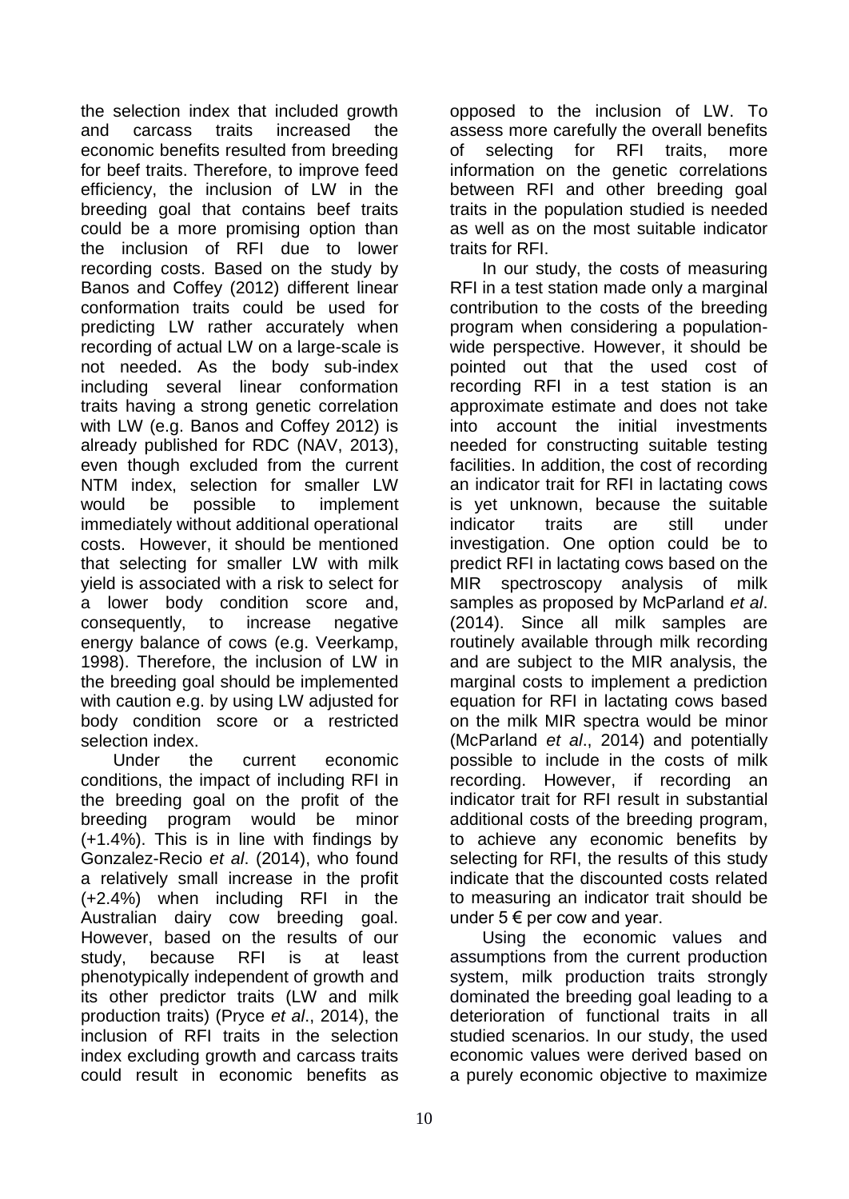the selection index that included growth and carcass traits increased the economic benefits resulted from breeding for beef traits. Therefore, to improve feed efficiency, the inclusion of LW in the breeding goal that contains beef traits could be a more promising option than the inclusion of RFI due to lower recording costs. Based on the study by Banos and Coffey (2012) different linear conformation traits could be used for predicting LW rather accurately when recording of actual LW on a large-scale is not needed. As the body sub-index including several linear conformation traits having a strong genetic correlation with LW (e.g. Banos and Coffey 2012) is already published for RDC (NAV, 2013), even though excluded from the current NTM index, selection for smaller LW would be possible to implement immediately without additional operational costs. However, it should be mentioned that selecting for smaller LW with milk yield is associated with a risk to select for a lower body condition score and, consequently, to increase negative energy balance of cows (e.g. Veerkamp, 1998). Therefore, the inclusion of LW in the breeding goal should be implemented with caution e.g. by using LW adjusted for body condition score or a restricted selection index.

Under the current economic conditions, the impact of including RFI in the breeding goal on the profit of the breeding program would be minor (+1.4%). This is in line with findings by Gonzalez-Recio *et al*. (2014), who found a relatively small increase in the profit (+2.4%) when including RFI in the Australian dairy cow breeding goal. However, based on the results of our study, because RFI is at least phenotypically independent of growth and its other predictor traits (LW and milk production traits) (Pryce *et al*., 2014), the inclusion of RFI traits in the selection index excluding growth and carcass traits could result in economic benefits as opposed to the inclusion of LW. To assess more carefully the overall benefits of selecting for RFI traits, more information on the genetic correlations between RFI and other breeding goal traits in the population studied is needed as well as on the most suitable indicator traits for RFI.

In our study, the costs of measuring RFI in a test station made only a marginal contribution to the costs of the breeding program when considering a population-wide perspective. However, it should be pointed out that the used cost of recording RFI in a test station is an approximate estimate and does not take into account the initial investments needed for constructing suitable testing facilities. In addition, the cost of recording an indicator trait for RFI in lactating cows is yet unknown, because the suitable indicator traits are still under investigation. One option could be to predict RFI in lactating cows based on the MIR spectroscopy analysis of milk samples as proposed by McParland *et al*. (2014). Since all milk samples are routinely available through milk recording and are subject to the MIR analysis, the marginal costs to implement a prediction equation for RFI in lactating cows based on the milk MIR spectra would be minor (McParland *et al*., 2014) and potentially possible to include in the costs of milk recording. However, if recording an indicator trait for RFI result in substantial additional costs of the breeding program, to achieve any economic benefits by selecting for RFI, the results of this study indicate that the discounted costs related to measuring an indicator trait should be under 5 € per cow and year.

Using the economic values and assumptions from the current production system, milk production traits strongly dominated the breeding goal leading to a deterioration of functional traits in all studied scenarios. In our study, the used economic values were derived based on a purely economic objective to maximize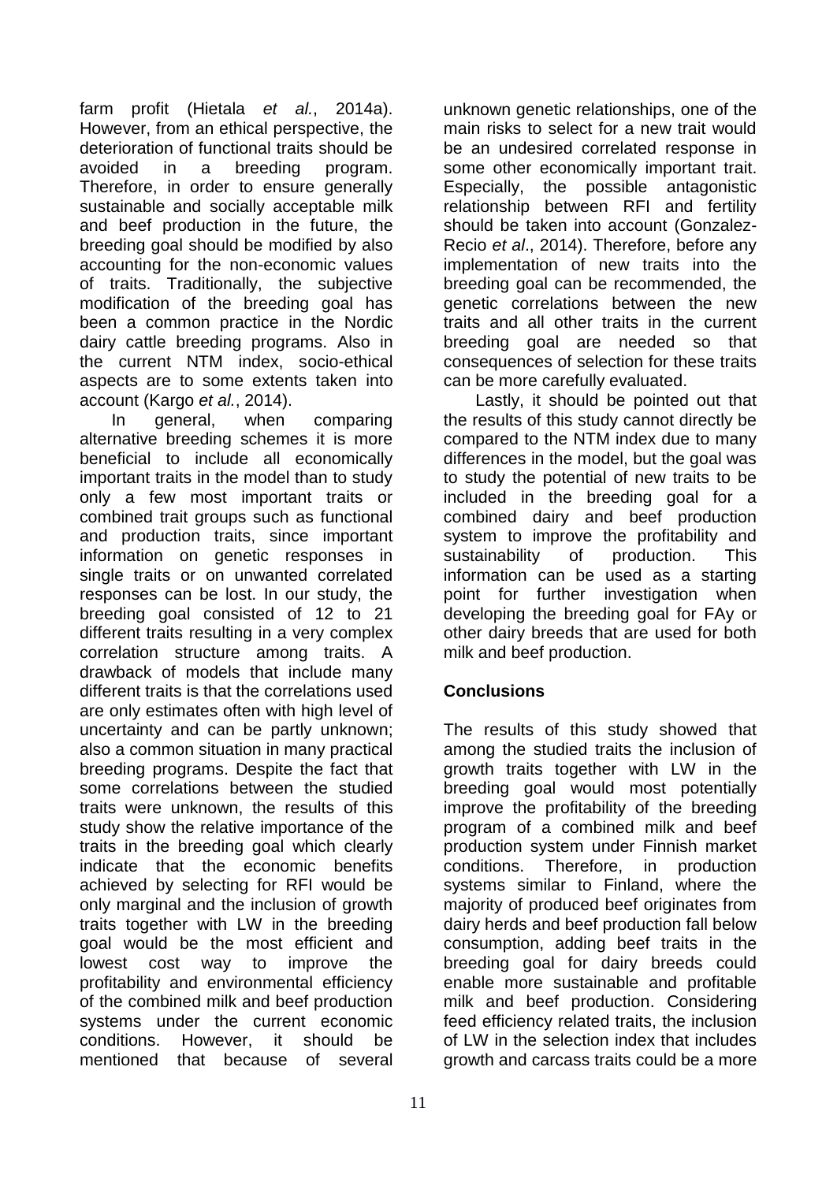farm profit (Hietala *et al.*, 2014a). However, from an ethical perspective, the deterioration of functional traits should be avoided in a breeding program. Therefore, in order to ensure generally sustainable and socially acceptable milk and beef production in the future, the breeding goal should be modified by also accounting for the non-economic values of traits. Traditionally, the subjective modification of the breeding goal has been a common practice in the Nordic dairy cattle breeding programs. Also in the current NTM index, socio-ethical aspects are to some extents taken into account (Kargo *et al.*, 2014).

In general, when comparing alternative breeding schemes it is more beneficial to include all economically important traits in the model than to study only a few most important traits or combined trait groups such as functional and production traits, since important information on genetic responses in single traits or on unwanted correlated responses can be lost. In our study, the breeding goal consisted of 12 to 21 different traits resulting in a very complex correlation structure among traits. A drawback of models that include many different traits is that the correlations used are only estimates often with high level of uncertainty and can be partly unknown; also a common situation in many practical breeding programs. Despite the fact that some correlations between the studied traits were unknown, the results of this study show the relative importance of the traits in the breeding goal which clearly indicate that the economic benefits achieved by selecting for RFI would be only marginal and the inclusion of growth traits together with LW in the breeding goal would be the most efficient and lowest cost way to improve the profitability and environmental efficiency of the combined milk and beef production systems under the current economic conditions. However, it should be mentioned that because of several unknown genetic relationships, one of the main risks to select for a new trait would be an undesired correlated response in some other economically important trait. Especially, the possible antagonistic relationship between RFI and fertility should be taken into account (Gonzalez-Recio *et al*., 2014). Therefore, before any implementation of new traits into the breeding goal can be recommended, the genetic correlations between the new traits and all other traits in the current breeding goal are needed so that consequences of selection for these traits can be more carefully evaluated.

Lastly, it should be pointed out that the results of this study cannot directly be compared to the NTM index due to many differences in the model, but the goal was to study the potential of new traits to be included in the breeding goal for a combined dairy and beef production system to improve the profitability and sustainability of production. This information can be used as a starting point for further investigation when developing the breeding goal for FAy or other dairy breeds that are used for both milk and beef production.

## Conclusions

The results of this study showed that among the studied traits the inclusion of growth traits together with LW in the breeding goal would most potentially improve the profitability of the breeding program of a combined milk and beef production system under Finnish market conditions. Therefore, in production systems similar to Finland, where the majority of produced beef originates from dairy herds and beef production fall below consumption, adding beef traits in the breeding goal for dairy breeds could enable more sustainable and profitable milk and beef production. Considering feed efficiency related traits, the inclusion of LW in the selection index that includes growth and carcass traits could be a more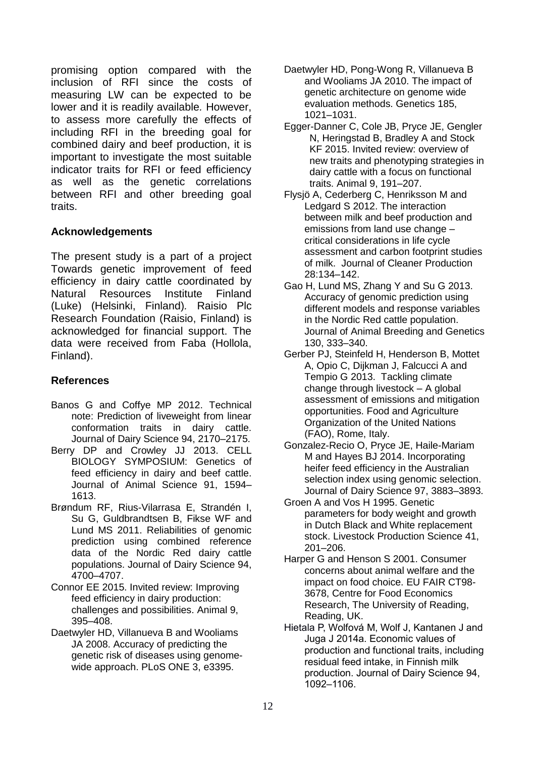promising option compared with the inclusion of RFI since the costs of measuring LW can be expected to be lower and it is readily available. However, to assess more carefully the effects of including RFI in the breeding goal for combined dairy and beef production, it is important to investigate the most suitable indicator traits for RFI or feed efficiency as well as the genetic correlations between RFI and other breeding goal traits.

## Acknowledgements

The present study is a part of a project Towards genetic improvement of feed efficiency in dairy cattle coordinated by Natural Resources Institute Finland (Luke) (Helsinki, Finland). Raisio Plc Research Foundation (Raisio, Finland) is acknowledged for financial support. The data were received from Faba (Hollola, Finland).

## References

Banos G and Coffye MP 2012. Technical note: Prediction of liveweight from linear conformation traits in dairy cattle. Journal of Dairy Science 94, 2170–2175.

Berry DP and Crowley JJ 2013. CELL BIOLOGY SYMPOSIUM: Genetics of feed efficiency in dairy and beef cattle. Journal of Animal Science 91, 1594–1613.

Brøndum RF, Rius-Vilarrasa E, Strandén I, Su G, Guldbrandtsen B, Fikse WF and Lund MS 2011. Reliabilities of genomic prediction using combined reference data of the Nordic Red dairy cattle populations. Journal of Dairy Science 94, 4700–4707.

Connor EE 2015. Invited review: Improving feed efficiency in dairy production: challenges and possibilities. Animal 9, 395–408.

Daetwyler HD, Villanueva B and Wooliams JA 2008. Accuracy of predicting the genetic risk of diseases using genome-wide approach. PLoS ONE 3, e3395.

Daetwyler HD, Pong-Wong R, Villanueva B and Wooliams JA 2010. The impact of genetic architecture on genome wide evaluation methods. Genetics 185, 1021–1031.

Egger-Danner C, Cole JB, Pryce JE, Gengler N, Heringstad B, Bradley A and Stock KF 2015. Invited review: overview of new traits and phenotyping strategies in dairy cattle with a focus on functional traits. Animal 9, 191–207.

Flysjö A, Cederberg C, Henriksson M and Ledgard S 2012. The interaction between milk and beef production and emissions from land use change – critical considerations in life cycle assessment and carbon footprint studies of milk. Journal of Cleaner Production 28:134–142.

Gao H, Lund MS, Zhang Y and Su G 2013. Accuracy of genomic prediction using different models and response variables in the Nordic Red cattle population. Journal of Animal Breeding and Genetics 130, 333–340.

Gerber PJ, Steinfeld H, Henderson B, Mottet A, Opio C, Dijkman J, Falcucci A and Tempio G 2013. Tackling climate change through livestock – A global assessment of emissions and mitigation opportunities. Food and Agriculture Organization of the United Nations (FAO), Rome, Italy.

Gonzalez-Recio O, Pryce JE, Haile-Mariam M and Hayes BJ 2014. Incorporating heifer feed efficiency in the Australian selection index using genomic selection. Journal of Dairy Science 97, 3883–3893.

Groen A and Vos H 1995. Genetic parameters for body weight and growth in Dutch Black and White replacement stock. Livestock Production Science 41, 201–206.

Harper G and Henson S 2001. Consumer concerns about animal welfare and the impact on food choice. EU FAIR CT98-3678, Centre for Food Economics Research, The University of Reading, Reading, UK.

Hietala P, Wolfová M, Wolf J, Kantanen J and Juga J 2014a. Economic values of production and functional traits, including residual feed intake, in Finnish milk production. Journal of Dairy Science 94, 1092–1106.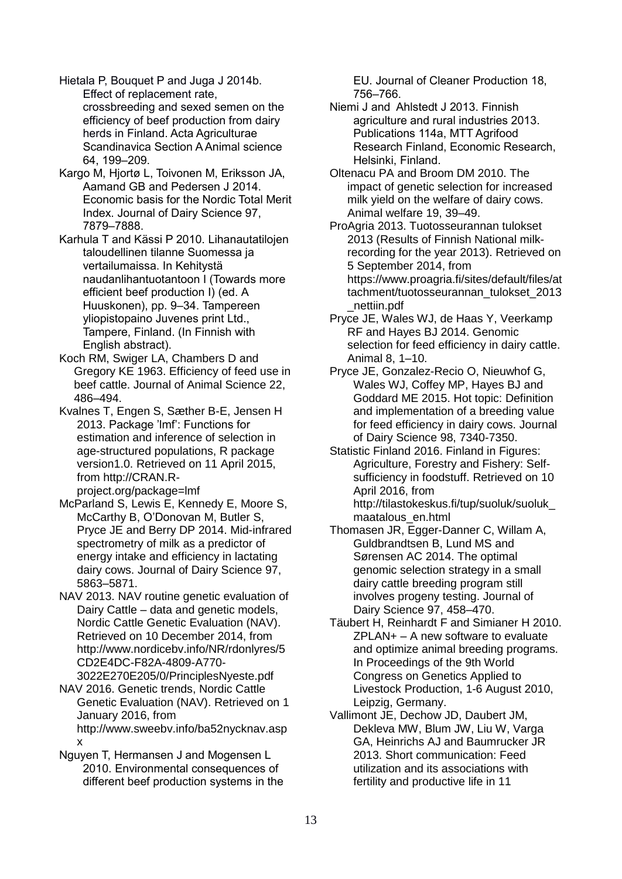Hietala P, Bouquet P and Juga J 2014b. Effect of replacement rate, crossbreeding and sexed semen on the efficiency of beef production from dairy herds in Finland. Acta Agriculturae Scandinavica Section A Animal science 64, 199–209.

Kargo M, Hjortø L, Toivonen M, Eriksson JA, Aamand GB and Pedersen J 2014. Economic basis for the Nordic Total Merit Index. Journal of Dairy Science 97, 7879–7888.

Karhula T and Kässi P 2010. Lihanautatilojen taloudellinen tilanne Suomessa ja vertailumaissa. In Kehitystä naudanlihantuotantoon I (Towards more efficient beef production I) (ed. A Huuskonen), pp. 9–34. Tampereen yliopistopaino Juvenes print Ltd., Tampere, Finland. (In Finnish with English abstract).

Koch RM, Swiger LA, Chambers D and Gregory KE 1963. Efficiency of feed use in beef cattle. Journal of Animal Science 22, 486–494.

Kvalnes T, Engen S, Sæther B-E, Jensen H 2013. Package 'lmf': Functions for estimation and inference of selection in age-structured populations, R package version1.0. Retrieved on 11 April 2015, from http://CRAN.R-project.org/package=lmf

McParland S, Lewis E, Kennedy E, Moore S, McCarthy B, O'Donovan M, Butler S, Pryce JE and Berry DP 2014. Mid-infrared spectrometry of milk as a predictor of energy intake and efficiency in lactating dairy cows. Journal of Dairy Science 97, 5863–5871.

NAV 2013. NAV routine genetic evaluation of Dairy Cattle – data and genetic models, Nordic Cattle Genetic Evaluation (NAV). Retrieved on 10 December 2014, from http://www.nordicebv.info/NR/rdonlyres/5CD2E4DC-F82A-4809-A770-3022E270E205/0/PrinciplesNyeste.pdf

NAV 2016. Genetic trends, Nordic Cattle Genetic Evaluation (NAV). Retrieved on 1 January 2016, from http://www.sweebv.info/ba52nycknav.aspx

Nguyen T, Hermansen J and Mogensen L 2010. Environmental consequences of different beef production systems in the EU. Journal of Cleaner Production 18, 756–766.

Niemi J and Ahlstedt J 2013. Finnish agriculture and rural industries 2013. Publications 114a, MTT Agrifood Research Finland, Economic Research, Helsinki, Finland.

Oltenacu PA and Broom DM 2010. The impact of genetic selection for increased milk yield on the welfare of dairy cows. Animal welfare 19, 39–49.

ProAgria 2013. Tuotosseurannan tulokset 2013 (Results of Finnish National milk-recording for the year 2013). Retrieved on 5 September 2014, from https://www.proagria.fi/sites/default/files/attachment/tuotosseurannan_tulokset_2013_nettiin.pdf

Pryce JE, Wales WJ, de Haas Y, Veerkamp RF and Hayes BJ 2014. Genomic selection for feed efficiency in dairy cattle. Animal 8, 1–10.

Pryce JE, Gonzalez-Recio O, Nieuwhof G, Wales WJ, Coffey MP, Hayes BJ and Goddard ME 2015. Hot topic: Definition and implementation of a breeding value for feed efficiency in dairy cows. Journal of Dairy Science 98, 7340-7350.

Statistic Finland 2016. Finland in Figures: Agriculture, Forestry and Fishery: Self-sufficiency in foodstuff. Retrieved on 10 April 2016, from http://tilastokeskus.fi/tup/suoluk/suoluk_maatalous_en.html

Thomasen JR, Egger-Danner C, Willam A, Guldbrandtsen B, Lund MS and Sørensen AC 2014. The optimal genomic selection strategy in a small dairy cattle breeding program still involves progeny testing. Journal of Dairy Science 97, 458–470.

Täubert H, Reinhardt F and Simianer H 2010. ZPLAN+ – A new software to evaluate and optimize animal breeding programs. In Proceedings of the 9th World Congress on Genetics Applied to Livestock Production, 1-6 August 2010, Leipzig, Germany.

Vallimont JE, Dechow JD, Daubert JM, Dekleva MW, Blum JW, Liu W, Varga GA, Heinrichs AJ and Baumrucker JR 2013. Short communication: Feed utilization and its associations with fertility and productive life in 11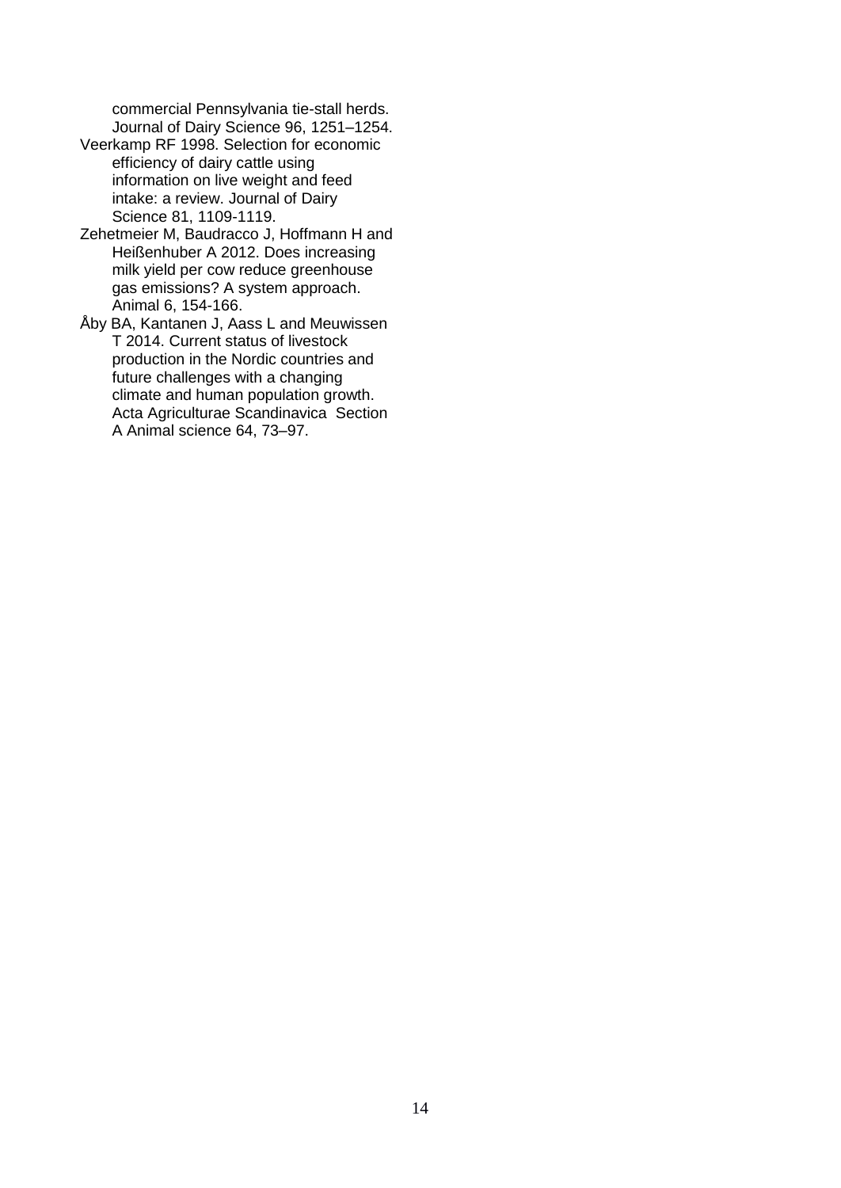commercial Pennsylvania tie-stall herds. Journal of Dairy Science 96, 1251–1254.

Veerkamp RF 1998. Selection for economic efficiency of dairy cattle using information on live weight and feed intake: a review. Journal of Dairy Science 81, 1109-1119.

Zehetmeier M, Baudracco J, Hoffmann H and Heißenhuber A 2012. Does increasing milk yield per cow reduce greenhouse gas emissions? A system approach. Animal 6, 154-166.

Åby BA, Kantanen J, Aass L and Meuwissen T 2014. Current status of livestock production in the Nordic countries and future challenges with a changing climate and human population growth. Acta Agriculturae Scandinavica Section A Animal science 64, 73–97.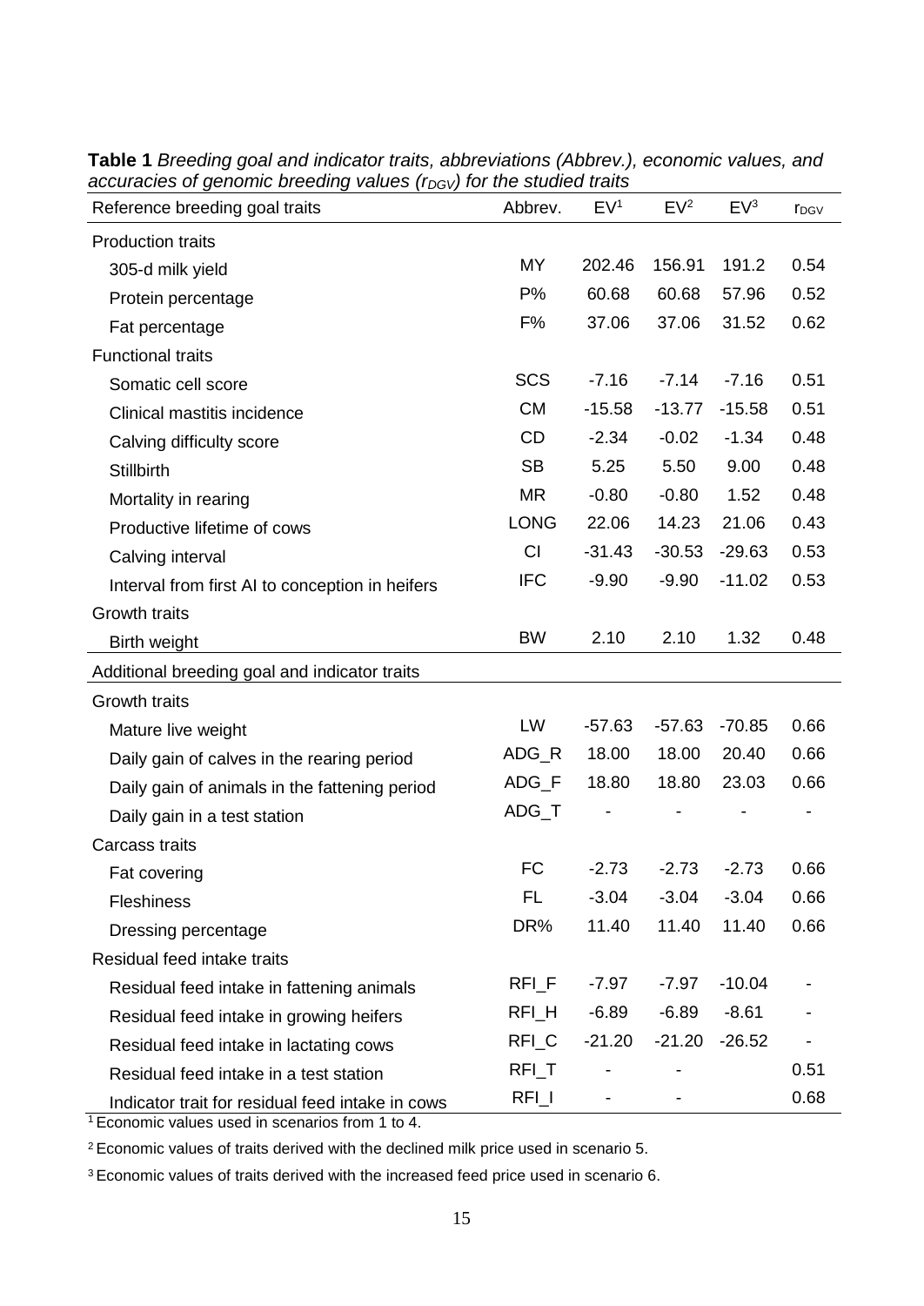**Table 1** *Breeding goal and indicator traits, abbreviations (Abbrev.), economic values, and accuracies of genomic breeding values ($r_{DGV}$) for the studied traits*

| Reference breeding goal traits | Abbrev. | EV[1] | EV[2] | EV[3] | $r_{DGV}$ |
|---|---|---|---|---|---|
| Production traits | | | | | |
| 305-d milk yield | MY | 202.46 | 156.91 | 191.2 | 0.54 |
| Protein percentage | P% | 60.68 | 60.68 | 57.96 | 0.52 |
| Fat percentage | F% | 37.06 | 37.06 | 31.52 | 0.62 |
| Functional traits | | | | | |
| Somatic cell score | SCS | -7.16 | -7.14 | -7.16 | 0.51 |
| Clinical mastitis incidence | CM | -15.58 | -13.77 | -15.58 | 0.51 |
| Calving difficulty score | CD | -2.34 | -0.02 | -1.34 | 0.48 |
| Stillbirth | SB | 5.25 | 5.50 | 9.00 | 0.48 |
| Mortality in rearing | MR | -0.80 | -0.80 | 1.52 | 0.48 |
| Productive lifetime of cows | LONG | 22.06 | 14.23 | 21.06 | 0.43 |
| Calving interval | CI | -31.43 | -30.53 | -29.63 | 0.53 |
| Interval from first AI to conception in heifers | IFC | -9.90 | -9.90 | -11.02 | 0.53 |
| Growth traits | | | | | |
| Birth weight | BW | 2.10 | 2.10 | 1.32 | 0.48 |
| **Additional breeding goal and indicator traits** | | | | | |
| Growth traits | | | | | |
| Mature live weight | LW | -57.63 | -57.63 | -70.85 | 0.66 |
| Daily gain of calves in the rearing period | ADG_R | 18.00 | 18.00 | 20.40 | 0.66 |
| Daily gain of animals in the fattening period | ADG_F | 18.80 | 18.80 | 23.03 | 0.66 |
| Daily gain in a test station | ADG_T | - | - | - | - |
| Carcass traits | | | | | |
| Fat covering | FC | -2.73 | -2.73 | -2.73 | 0.66 |
| Fleshiness | FL | -3.04 | -3.04 | -3.04 | 0.66 |
| Dressing percentage | DR% | 11.40 | 11.40 | 11.40 | 0.66 |
| Residual feed intake traits | | | | | |
| Residual feed intake in fattening animals | RFI_F | -7.97 | -7.97 | -10.04 | - |
| Residual feed intake in growing heifers | RFI_H | -6.89 | -6.89 | -8.61 | - |
| Residual feed intake in lactating cows | RFI_C | -21.20 | -21.20 | -26.52 | - |
| Residual feed intake in a test station | RFI_T | - | - | | 0.51 |
| Indicator trait for residual feed intake in cows | RFI_I | - | - | | 0.68 |

[1] Economic values used in scenarios from 1 to 4.

[2] Economic values of traits derived with the declined milk price used in scenario 5.

[3] Economic values of traits derived with the increased feed price used in scenario 6.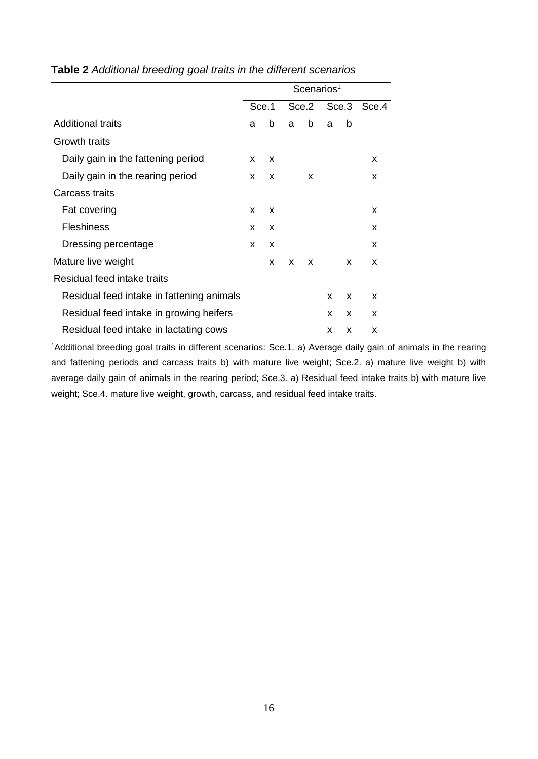**Table 2** *Additional breeding goal traits in the different scenarios*

| | Scenarios[1] | | | | | | |
|---|---|---|---|---|---|---|---|
| | Sce.1 | | Sce.2 | | Sce.3 | | Sce.4 |
| Additional traits | a | b | a | b | a | b | |
| Growth traits | | | | | | | |
| Daily gain in the fattening period | x | x | | | | | x |
| Daily gain in the rearing period | x | x | | x | | | x |
| Carcass traits | | | | | | | |
| Fat covering | x | x | | | | | x |
| Fleshiness | x | x | | | | | x |
| Dressing percentage | x | x | | | | | x |
| Mature live weight | | x | x | x | | x | x |
| Residual feed intake traits | | | | | | | |
| Residual feed intake in fattening animals | | | | | x | x | x |
| Residual feed intake in growing heifers | | | | | x | x | x |
| Residual feed intake in lactating cows | | | | | x | x | x |

[1]Additional breeding goal traits in different scenarios: Sce.1. a) Average daily gain of animals in the rearing and fattening periods and carcass traits b) with mature live weight; Sce.2. a) mature live weight b) with average daily gain of animals in the rearing period; Sce.3. a) Residual feed intake traits b) with mature live weight; Sce.4. mature live weight, growth, carcass, and residual feed intake traits.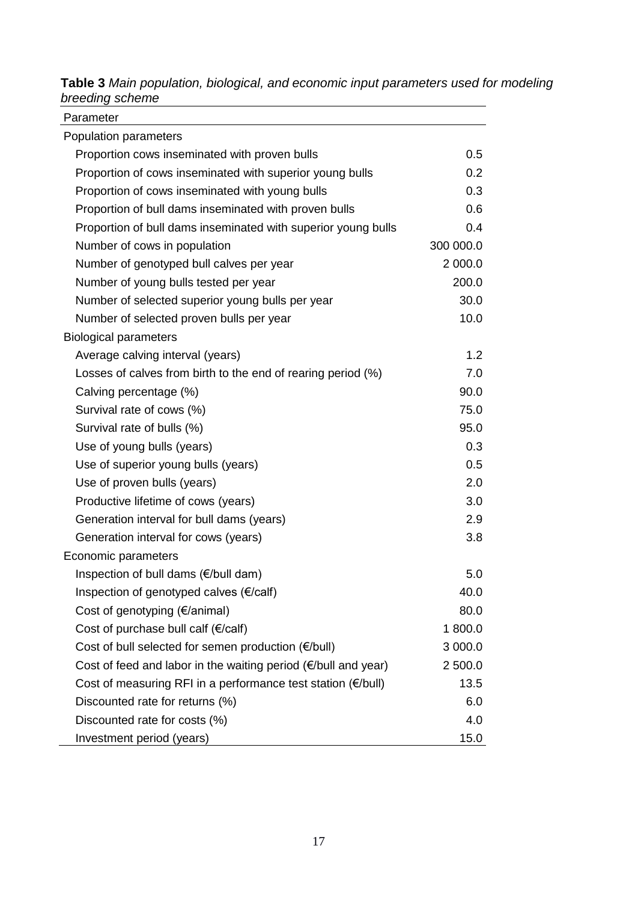**Table 3** *Main population, biological, and economic input parameters used for modeling breeding scheme*

| Parameter | |
|---|---|
| Population parameters | |
| Proportion cows inseminated with proven bulls | 0.5 |
| Proportion of cows inseminated with superior young bulls | 0.2 |
| Proportion of cows inseminated with young bulls | 0.3 |
| Proportion of bull dams inseminated with proven bulls | 0.6 |
| Proportion of bull dams inseminated with superior young bulls | 0.4 |
| Number of cows in population | 300 000.0 |
| Number of genotyped bull calves per year | 2 000.0 |
| Number of young bulls tested per year | 200.0 |
| Number of selected superior young bulls per year | 30.0 |
| Number of selected proven bulls per year | 10.0 |
| Biological parameters | |
| Average calving interval (years) | 1.2 |
| Losses of calves from birth to the end of rearing period (%) | 7.0 |
| Calving percentage (%) | 90.0 |
| Survival rate of cows (%) | 75.0 |
| Survival rate of bulls (%) | 95.0 |
| Use of young bulls (years) | 0.3 |
| Use of superior young bulls (years) | 0.5 |
| Use of proven bulls (years) | 2.0 |
| Productive lifetime of cows (years) | 3.0 |
| Generation interval for bull dams (years) | 2.9 |
| Generation interval for cows (years) | 3.8 |
| Economic parameters | |
| Inspection of bull dams (€/bull dam) | 5.0 |
| Inspection of genotyped calves (€/calf) | 40.0 |
| Cost of genotyping (€/animal) | 80.0 |
| Cost of purchase bull calf (€/calf) | 1 800.0 |
| Cost of bull selected for semen production (€/bull) | 3 000.0 |
| Cost of feed and labor in the waiting period (€/bull and year) | 2 500.0 |
| Cost of measuring RFI in a performance test station (€/bull) | 13.5 |
| Discounted rate for returns (%) | 6.0 |
| Discounted rate for costs (%) | 4.0 |
| Investment period (years) | 15.0 |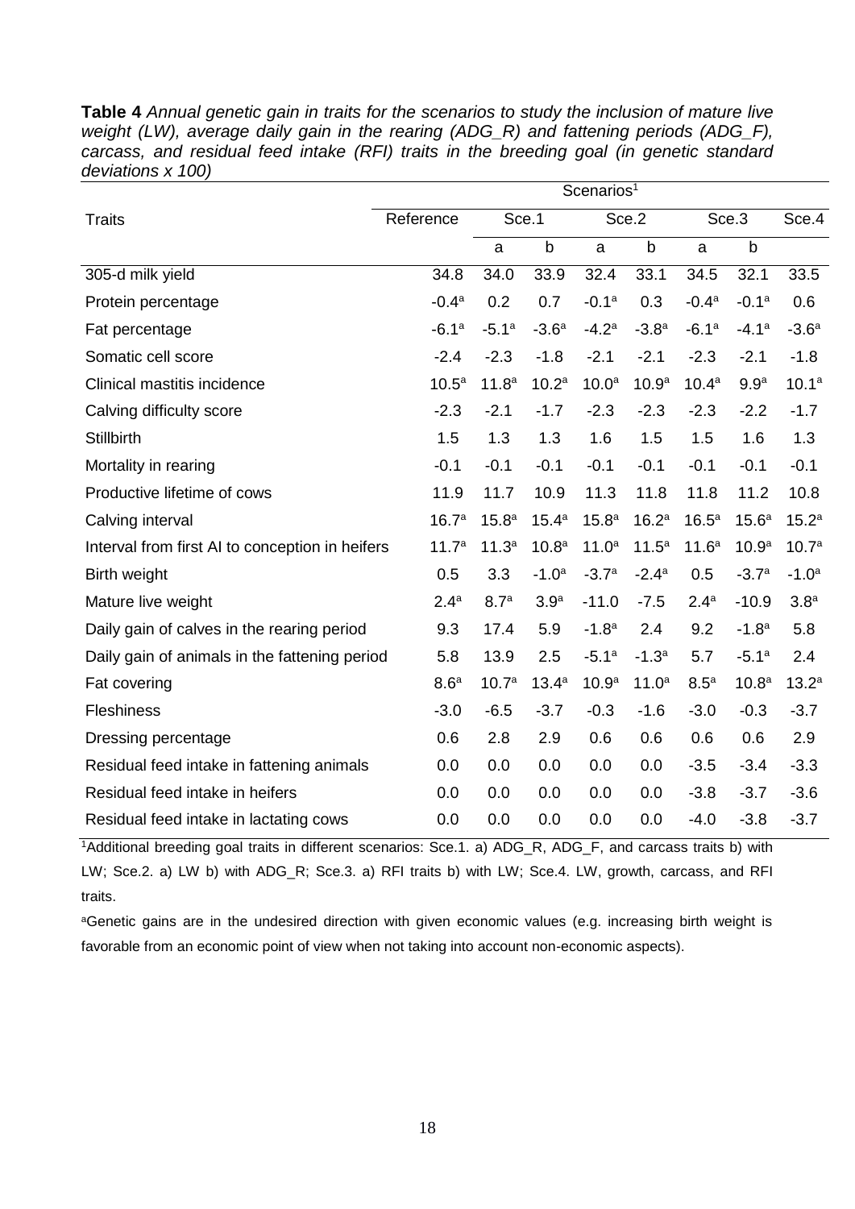**Table 4** *Annual genetic gain in traits for the scenarios to study the inclusion of mature live weight (LW), average daily gain in the rearing (ADG_R) and fattening periods (ADG_F), carcass, and residual feed intake (RFI) traits in the breeding goal (in genetic standard deviations x 100)*

| Traits | Scenarios[1] | | | | | | | |
|---|---|---|---|---|---|---|---|---|
| | Reference | Sce.1 | | Sce.2 | | Sce.3 | | Sce.4 |
| | | a | b | a | b | a | b | |
| 305-d milk yield | 34.8 | 34.0 | 33.9 | 32.4 | 33.1 | 34.5 | 32.1 | 33.5 |
| Protein percentage | -0.4[a] | 0.2 | 0.7 | -0.1[a] | 0.3 | -0.4[a] | -0.1[a] | 0.6 |
| Fat percentage | -6.1[a] | -5.1[a] | -3.6[a] | -4.2[a] | -3.8[a] | -6.1[a] | -4.1[a] | -3.6[a] |
| Somatic cell score | -2.4 | -2.3 | -1.8 | -2.1 | -2.1 | -2.3 | -2.1 | -1.8 |
| Clinical mastitis incidence | 10.5[a] | 11.8[a] | 10.2[a] | 10.0[a] | 10.9[a] | 10.4[a] | 9.9[a] | 10.1[a] |
| Calving difficulty score | -2.3 | -2.1 | -1.7 | -2.3 | -2.3 | -2.3 | -2.2 | -1.7 |
| Stillbirth | 1.5 | 1.3 | 1.3 | 1.6 | 1.5 | 1.5 | 1.6 | 1.3 |
| Mortality in rearing | -0.1 | -0.1 | -0.1 | -0.1 | -0.1 | -0.1 | -0.1 | -0.1 |
| Productive lifetime of cows | 11.9 | 11.7 | 10.9 | 11.3 | 11.8 | 11.8 | 11.2 | 10.8 |
| Calving interval | 16.7[a] | 15.8[a] | 15.4[a] | 15.8[a] | 16.2[a] | 16.5[a] | 15.6[a] | 15.2[a] |
| Interval from first AI to conception in heifers | 11.7[a] | 11.3[a] | 10.8[a] | 11.0[a] | 11.5[a] | 11.6[a] | 10.9[a] | 10.7[a] |
| Birth weight | 0.5 | 3.3 | -1.0[a] | -3.7[a] | -2.4[a] | 0.5 | -3.7[a] | -1.0[a] |
| Mature live weight | 2.4[a] | 8.7[a] | 3.9[a] | -11.0 | -7.5 | 2.4[a] | -10.9 | 3.8[a] |
| Daily gain of calves in the rearing period | 9.3 | 17.4 | 5.9 | -1.8[a] | 2.4 | 9.2 | -1.8[a] | 5.8 |
| Daily gain of animals in the fattening period | 5.8 | 13.9 | 2.5 | -5.1[a] | -1.3[a] | 5.7 | -5.1[a] | 2.4 |
| Fat covering | 8.6[a] | 10.7[a] | 13.4[a] | 10.9[a] | 11.0[a] | 8.5[a] | 10.8[a] | 13.2[a] |
| Fleshiness | -3.0 | -6.5 | -3.7 | -0.3 | -1.6 | -3.0 | -0.3 | -3.7 |
| Dressing percentage | 0.6 | 2.8 | 2.9 | 0.6 | 0.6 | 0.6 | 0.6 | 2.9 |
| Residual feed intake in fattening animals | 0.0 | 0.0 | 0.0 | 0.0 | 0.0 | -3.5 | -3.4 | -3.3 |
| Residual feed intake in heifers | 0.0 | 0.0 | 0.0 | 0.0 | 0.0 | -3.8 | -3.7 | -3.6 |
| Residual feed intake in lactating cows | 0.0 | 0.0 | 0.0 | 0.0 | 0.0 | -4.0 | -3.8 | -3.7 |

[1]Additional breeding goal traits in different scenarios: Sce.1. a) ADG_R, ADG_F, and carcass traits b) with LW; Sce.2. a) LW b) with ADG_R; Sce.3. a) RFI traits b) with LW; Sce.4. LW, growth, carcass, and RFI traits.

[a]Genetic gains are in the undesired direction with given economic values (e.g. increasing birth weight is favorable from an economic point of view when not taking into account non-economic aspects).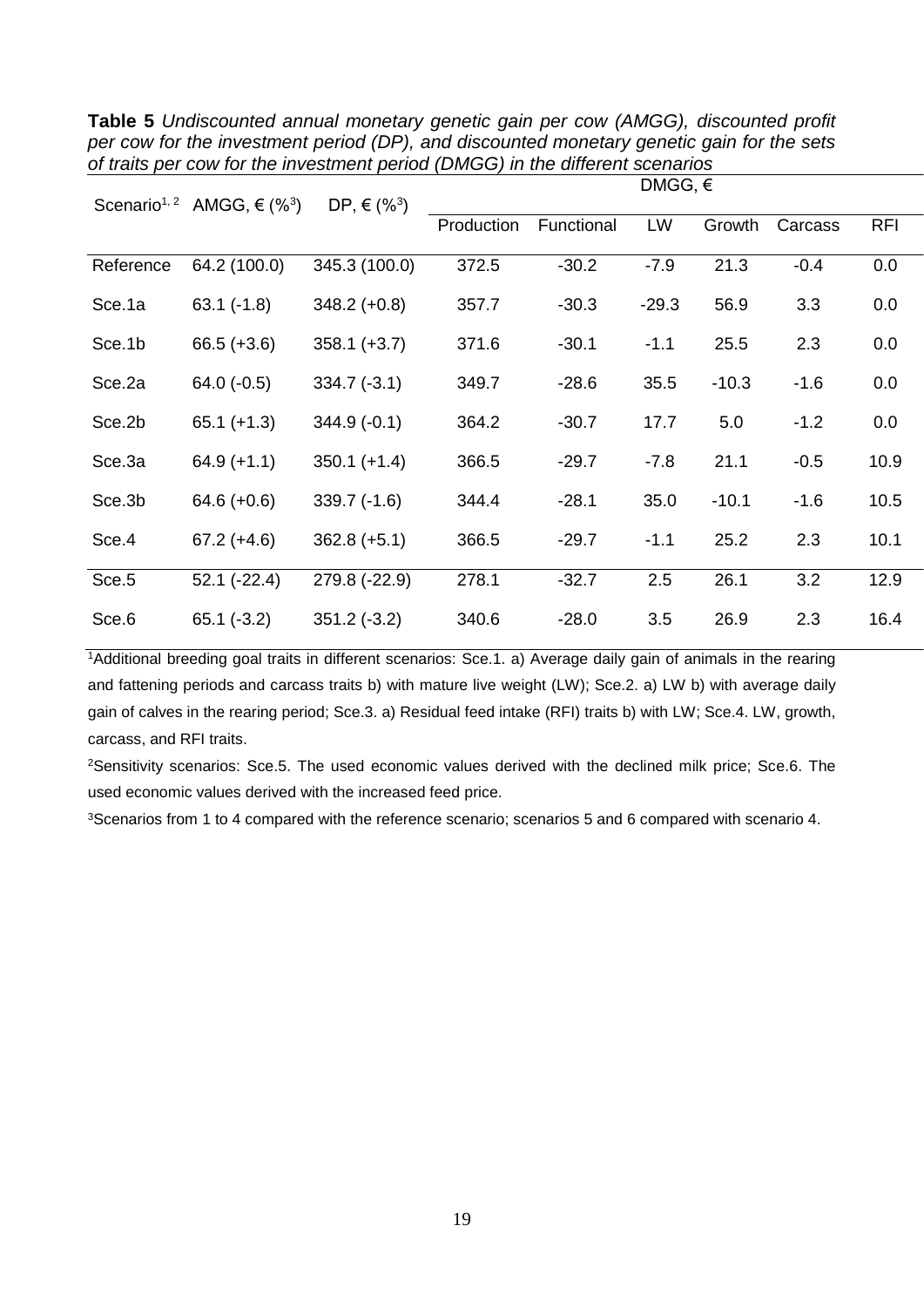**Table 5** *Undiscounted annual monetary genetic gain per cow (AMGG), discounted profit per cow for the investment period (DP), and discounted monetary genetic gain for the sets of traits per cow for the investment period (DMGG) in the different scenarios*

| Scenario[1, 2] | AMGG, € (%[3]) | DP, € (%[3]) | DMGG, € | | | | | |
|---|---|---|---|---|---|---|---|---|
| | | | Production | Functional | LW | Growth | Carcass | RFI |
| Reference | 64.2 (100.0) | 345.3 (100.0) | 372.5 | -30.2 | -7.9 | 21.3 | -0.4 | 0.0 |
| Sce.1a | 63.1 (-1.8) | 348.2 (+0.8) | 357.7 | -30.3 | -29.3 | 56.9 | 3.3 | 0.0 |
| Sce.1b | 66.5 (+3.6) | 358.1 (+3.7) | 371.6 | -30.1 | -1.1 | 25.5 | 2.3 | 0.0 |
| Sce.2a | 64.0 (-0.5) | 334.7 (-3.1) | 349.7 | -28.6 | 35.5 | -10.3 | -1.6 | 0.0 |
| Sce.2b | 65.1 (+1.3) | 344.9 (-0.1) | 364.2 | -30.7 | 17.7 | 5.0 | -1.2 | 0.0 |
| Sce.3a | 64.9 (+1.1) | 350.1 (+1.4) | 366.5 | -29.7 | -7.8 | 21.1 | -0.5 | 10.9 |
| Sce.3b | 64.6 (+0.6) | 339.7 (-1.6) | 344.4 | -28.1 | 35.0 | -10.1 | -1.6 | 10.5 |
| Sce.4 | 67.2 (+4.6) | 362.8 (+5.1) | 366.5 | -29.7 | -1.1 | 25.2 | 2.3 | 10.1 |
| Sce.5 | 52.1 (-22.4) | 279.8 (-22.9) | 278.1 | -32.7 | 2.5 | 26.1 | 3.2 | 12.9 |
| Sce.6 | 65.1 (-3.2) | 351.2 (-3.2) | 340.6 | -28.0 | 3.5 | 26.9 | 2.3 | 16.4 |

[1]Additional breeding goal traits in different scenarios: Sce.1. a) Average daily gain of animals in the rearing and fattening periods and carcass traits b) with mature live weight (LW); Sce.2. a) LW b) with average daily gain of calves in the rearing period; Sce.3. a) Residual feed intake (RFI) traits b) with LW; Sce.4. LW, growth, carcass, and RFI traits.

[2]Sensitivity scenarios: Sce.5. The used economic values derived with the declined milk price; Sce.6. The used economic values derived with the increased feed price.

[3]Scenarios from 1 to 4 compared with the reference scenario; scenarios 5 and 6 compared with scenario 4.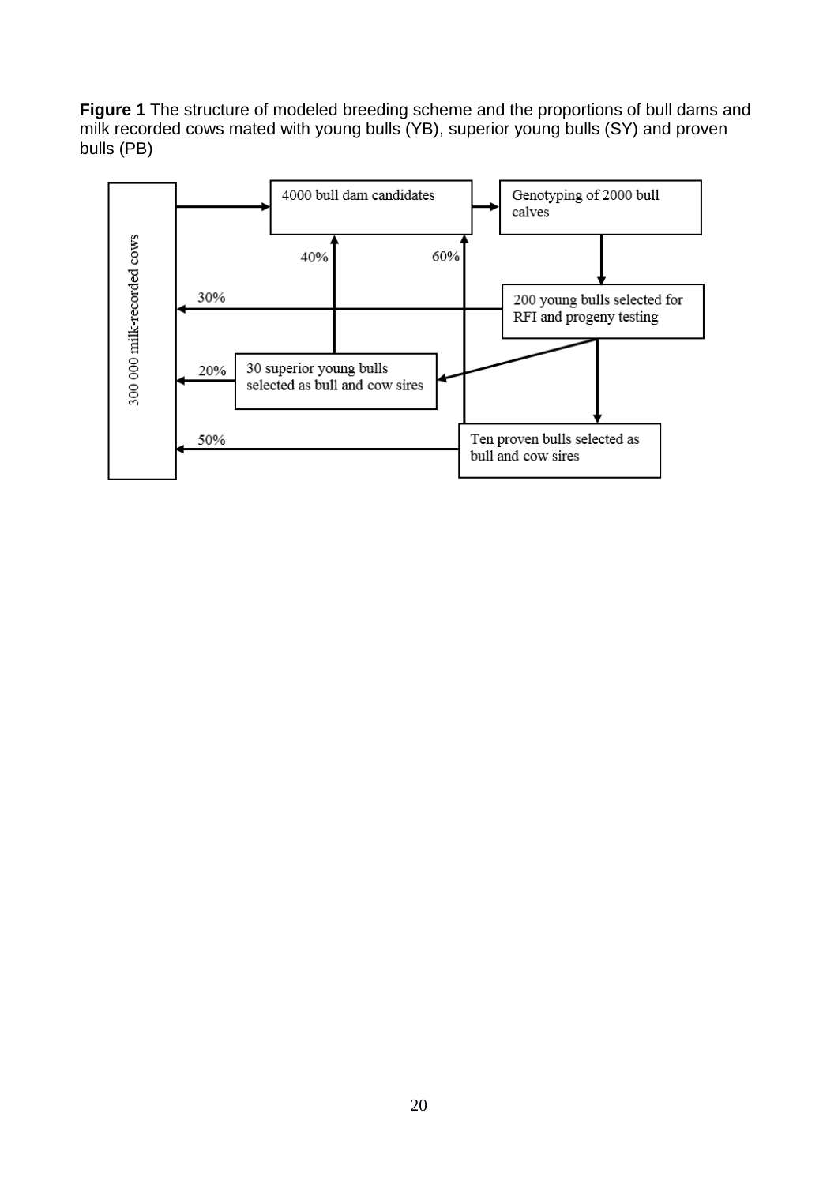**Figure 1** The structure of modeled breeding scheme and the proportions of bull dams and milk recorded cows mated with young bulls (YB), superior young bulls (SY) and proven bulls (PB)

300 000 milk-recorded cows

4000 bull dam candidates

Genotyping of 2000 bull calves

200 young bulls selected for RFI and progeny testing

30 superior young bulls selected as bull and cow sires

Ten proven bulls selected as bull and cow sires

40%

60%

30%

20%

50%